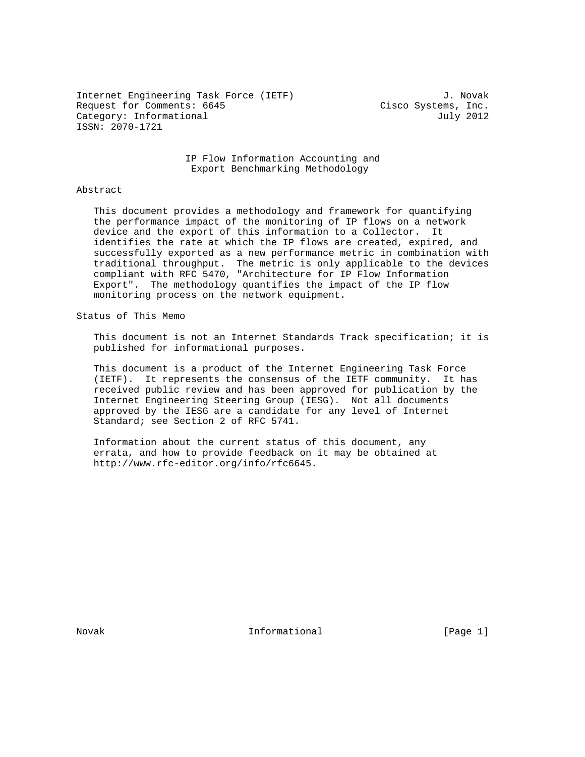Internet Engineering Task Force (IETF) J. Novak
Request for Comments: 6645 Cisco Systems, Inc.
Category: Informational July 2012
ISSN: 2070-1721

# IP Flow Information Accounting and Export Benchmarking Methodology

## Abstract

This document provides a methodology and framework for quantifying the performance impact of the monitoring of IP flows on a network device and the export of this information to a Collector. It identifies the rate at which the IP flows are created, expired, and successfully exported as a new performance metric in combination with traditional throughput. The metric is only applicable to the devices compliant with RFC 5470, "Architecture for IP Flow Information Export". The methodology quantifies the impact of the IP flow monitoring process on the network equipment.

## Status of This Memo

This document is not an Internet Standards Track specification; it is published for informational purposes.

This document is a product of the Internet Engineering Task Force (IETF). It represents the consensus of the IETF community. It has received public review and has been approved for publication by the Internet Engineering Steering Group (IESG). Not all documents approved by the IESG are a candidate for any level of Internet Standard; see Section 2 of RFC 5741.

Information about the current status of this document, any errata, and how to provide feedback on it may be obtained at http://www.rfc-editor.org/info/rfc6645.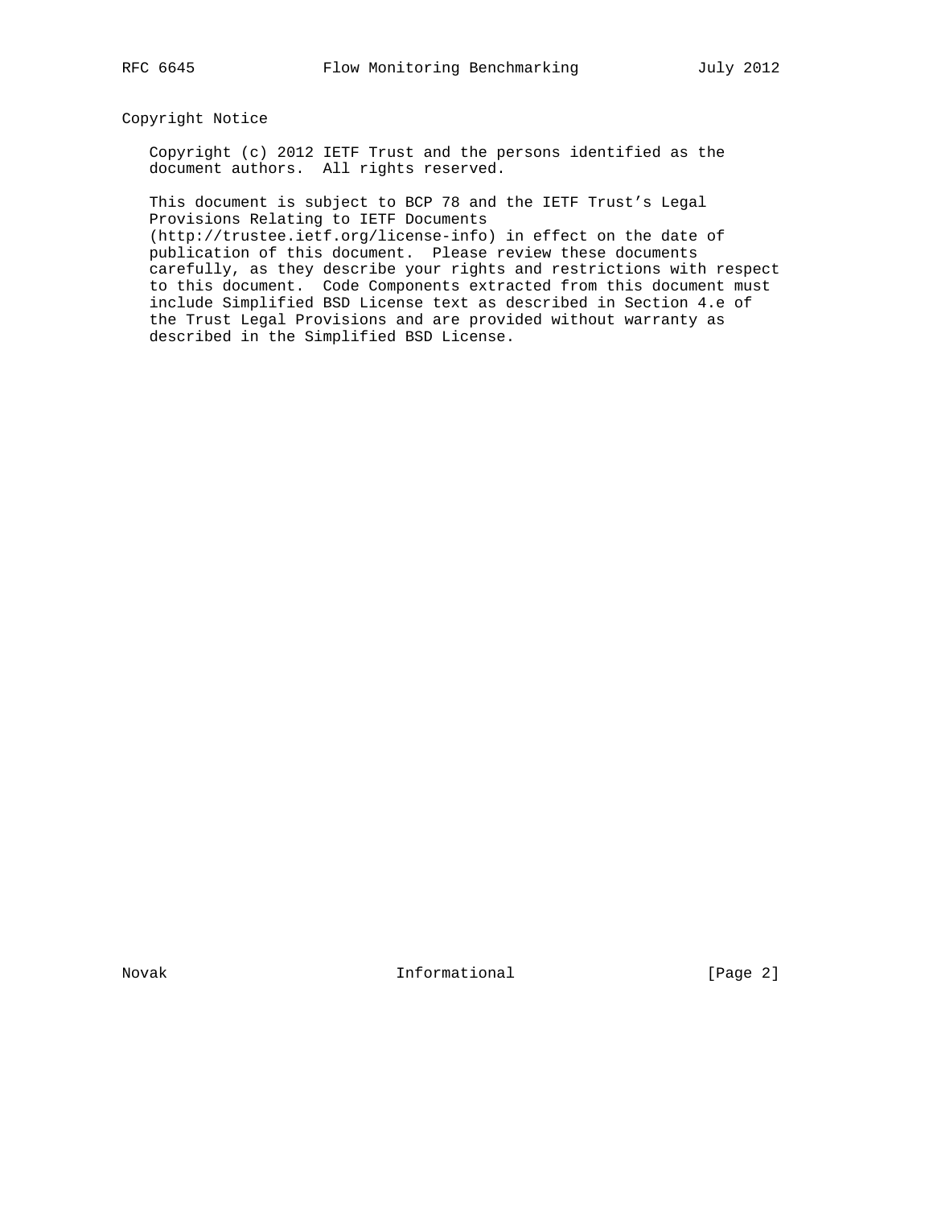## Copyright Notice

Copyright (c) 2012 IETF Trust and the persons identified as the document authors. All rights reserved.

This document is subject to BCP 78 and the IETF Trust's Legal Provisions Relating to IETF Documents (http://trustee.ietf.org/license-info) in effect on the date of publication of this document. Please review these documents carefully, as they describe your rights and restrictions with respect to this document. Code Components extracted from this document must include Simplified BSD License text as described in Section 4.e of the Trust Legal Provisions and are provided without warranty as described in the Simplified BSD License.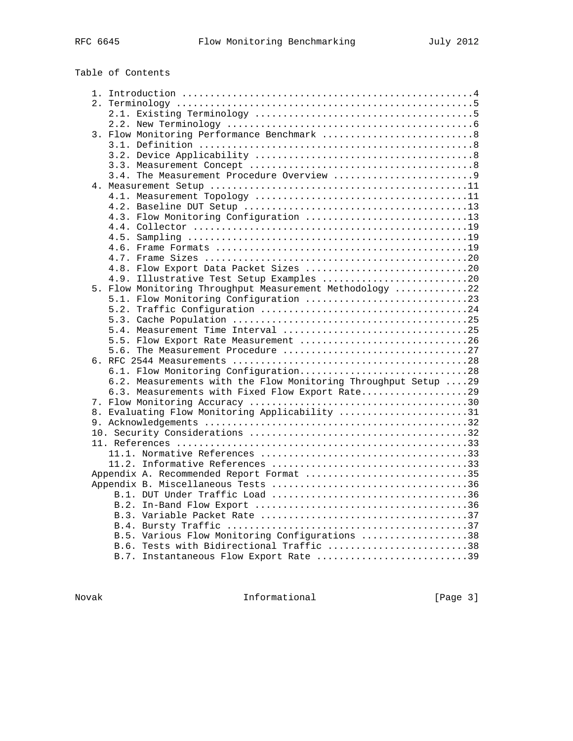Table of Contents

```
   1. Introduction ....................................................4
   2. Terminology .....................................................5
      2.1. Existing Terminology .......................................5
      2.2. New Terminology ............................................6
   3. Flow Monitoring Performance Benchmark ...........................8
      3.1. Definition .................................................8
      3.2. Device Applicability .......................................8
      3.3. Measurement Concept ........................................8
      3.4. The Measurement Procedure Overview .........................9
   4. Measurement Setup ..............................................11
      4.1. Measurement Topology ......................................11
      4.2. Baseline DUT Setup ........................................13
      4.3. Flow Monitoring Configuration .............................13
      4.4. Collector .................................................19
      4.5. Sampling ..................................................19
      4.6. Frame Formats .............................................19
      4.7. Frame Sizes ...............................................20
      4.8. Flow Export Data Packet Sizes .............................20
      4.9. Illustrative Test Setup Examples ..........................20
   5. Flow Monitoring Throughput Measurement Methodology .............22
      5.1. Flow Monitoring Configuration .............................23
      5.2. Traffic Configuration .....................................24
      5.3. Cache Population ..........................................25
      5.4. Measurement Time Interval .................................25
      5.5. Flow Export Rate Measurement ..............................26
      5.6. The Measurement Procedure .................................27
   6. RFC 2544 Measurements ..........................................28
      6.1. Flow Monitoring Configuration..............................28
      6.2. Measurements with the Flow Monitoring Throughput Setup ....29
      6.3. Measurements with Fixed Flow Export Rate...................29
   7. Flow Monitoring Accuracy .......................................30
   8. Evaluating Flow Monitoring Applicability .......................31
   9. Acknowledgements ...............................................32
   10. Security Considerations .......................................32
   11. References ....................................................33
      11.1. Normative References .....................................33
      11.2. Informative References ...................................33
   Appendix A. Recommended Report Format .............................35
   Appendix B. Miscellaneous Tests ...................................36
      B.1. DUT Under Traffic Load ....................................36
      B.2. In-Band Flow Export .......................................36
      B.3. Variable Packet Rate ......................................37
      B.4. Bursty Traffic ............................................37
      B.5. Various Flow Monitoring Configurations ....................38
      B.6. Tests with Bidirectional Traffic ..........................38
      B.7. Instantaneous Flow Export Rate ............................39
```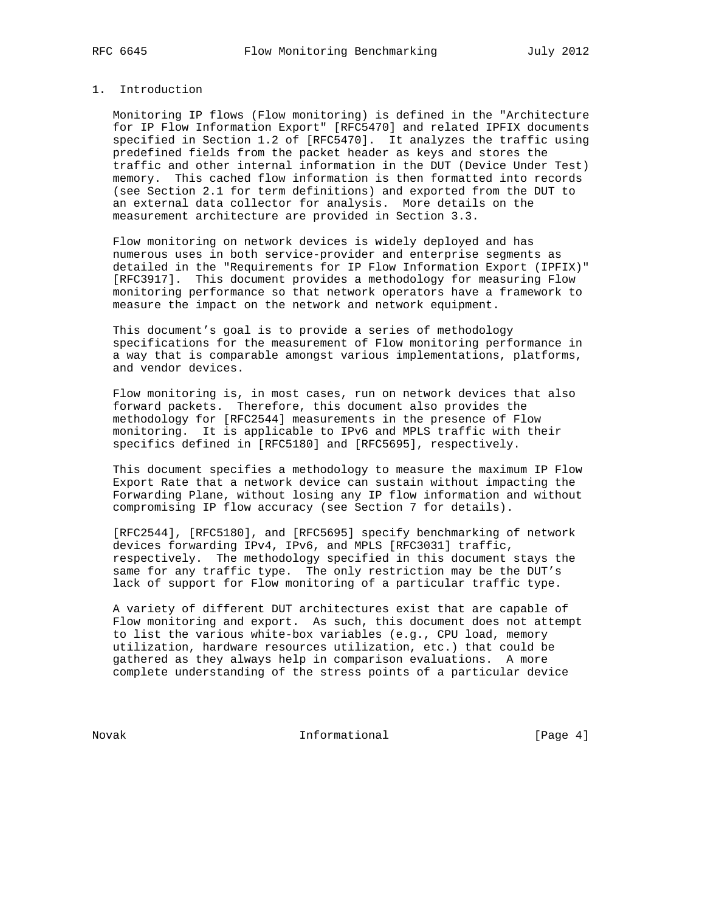## 1. Introduction

Monitoring IP flows (Flow monitoring) is defined in the "Architecture for IP Flow Information Export" [RFC5470] and related IPFIX documents specified in Section 1.2 of [RFC5470]. It analyzes the traffic using predefined fields from the packet header as keys and stores the traffic and other internal information in the DUT (Device Under Test) memory. This cached flow information is then formatted into records (see Section 2.1 for term definitions) and exported from the DUT to an external data collector for analysis. More details on the measurement architecture are provided in Section 3.3.

Flow monitoring on network devices is widely deployed and has numerous uses in both service-provider and enterprise segments as detailed in the "Requirements for IP Flow Information Export (IPFIX)" [RFC3917]. This document provides a methodology for measuring Flow monitoring performance so that network operators have a framework to measure the impact on the network and network equipment.

This document's goal is to provide a series of methodology specifications for the measurement of Flow monitoring performance in a way that is comparable amongst various implementations, platforms, and vendor devices.

Flow monitoring is, in most cases, run on network devices that also forward packets. Therefore, this document also provides the methodology for [RFC2544] measurements in the presence of Flow monitoring. It is applicable to IPv6 and MPLS traffic with their specifics defined in [RFC5180] and [RFC5695], respectively.

This document specifies a methodology to measure the maximum IP Flow Export Rate that a network device can sustain without impacting the Forwarding Plane, without losing any IP flow information and without compromising IP flow accuracy (see Section 7 for details).

[RFC2544], [RFC5180], and [RFC5695] specify benchmarking of network devices forwarding IPv4, IPv6, and MPLS [RFC3031] traffic, respectively. The methodology specified in this document stays the same for any traffic type. The only restriction may be the DUT's lack of support for Flow monitoring of a particular traffic type.

A variety of different DUT architectures exist that are capable of Flow monitoring and export. As such, this document does not attempt to list the various white-box variables (e.g., CPU load, memory utilization, hardware resources utilization, etc.) that could be gathered as they always help in comparison evaluations. A more complete understanding of the stress points of a particular device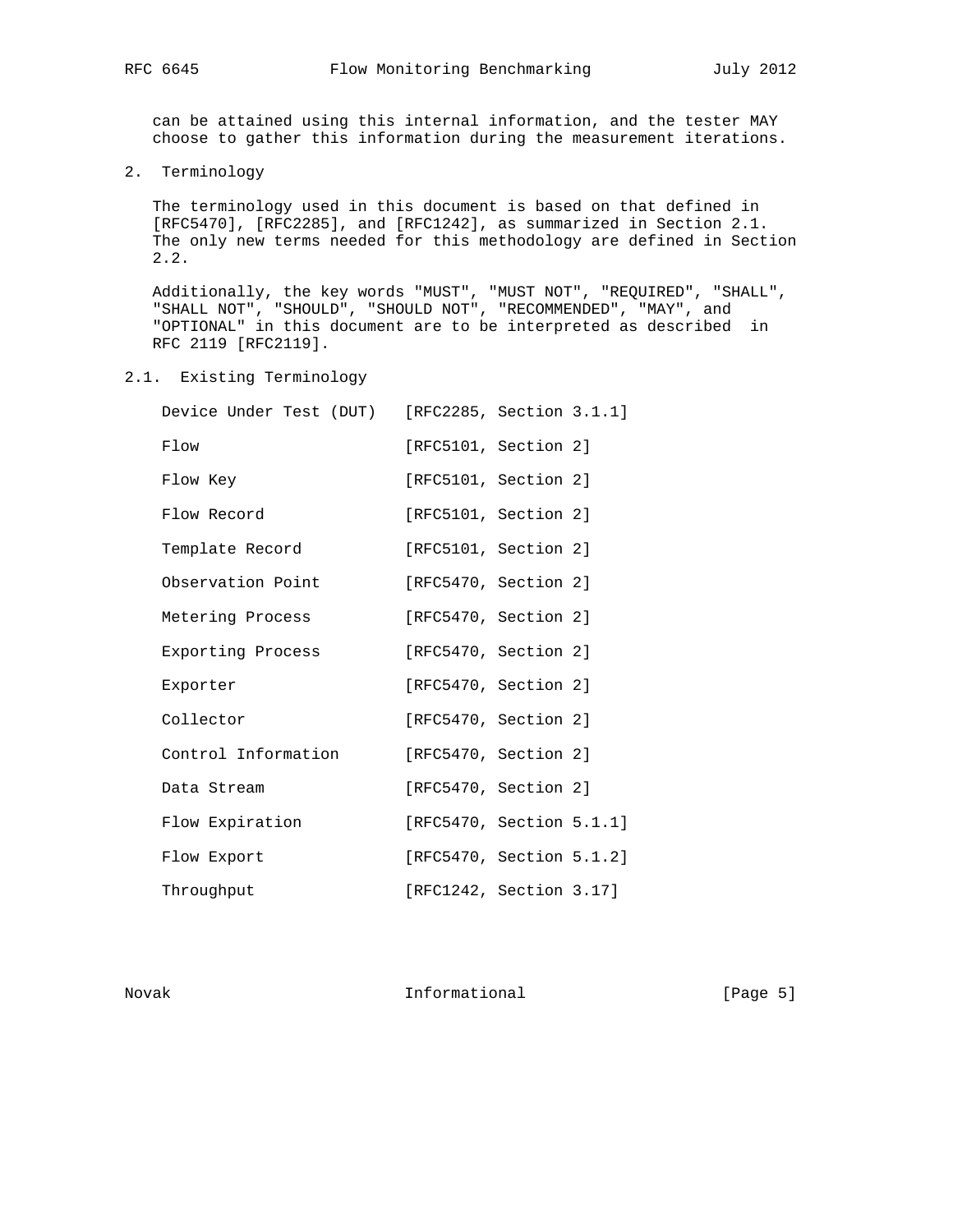can be attained using this internal information, and the tester MAY choose to gather this information during the measurement iterations.

## 2. Terminology

The terminology used in this document is based on that defined in [RFC5470], [RFC2285], and [RFC1242], as summarized in Section 2.1. The only new terms needed for this methodology are defined in Section 2.2.

Additionally, the key words "MUST", "MUST NOT", "REQUIRED", "SHALL", "SHALL NOT", "SHOULD", "SHOULD NOT", "RECOMMENDED", "MAY", and "OPTIONAL" in this document are to be interpreted as described in RFC 2119 [RFC2119].

### 2.1. Existing Terminology

| Term | Reference |
|---|---|
| Device Under Test (DUT) | [RFC2285, Section 3.1.1] |
| Flow | [RFC5101, Section 2] |
| Flow Key | [RFC5101, Section 2] |
| Flow Record | [RFC5101, Section 2] |
| Template Record | [RFC5101, Section 2] |
| Observation Point | [RFC5470, Section 2] |
| Metering Process | [RFC5470, Section 2] |
| Exporting Process | [RFC5470, Section 2] |
| Exporter | [RFC5470, Section 2] |
| Collector | [RFC5470, Section 2] |
| Control Information | [RFC5470, Section 2] |
| Data Stream | [RFC5470, Section 2] |
| Flow Expiration | [RFC5470, Section 5.1.1] |
| Flow Export | [RFC5470, Section 5.1.2] |
| Throughput | [RFC1242, Section 3.17] |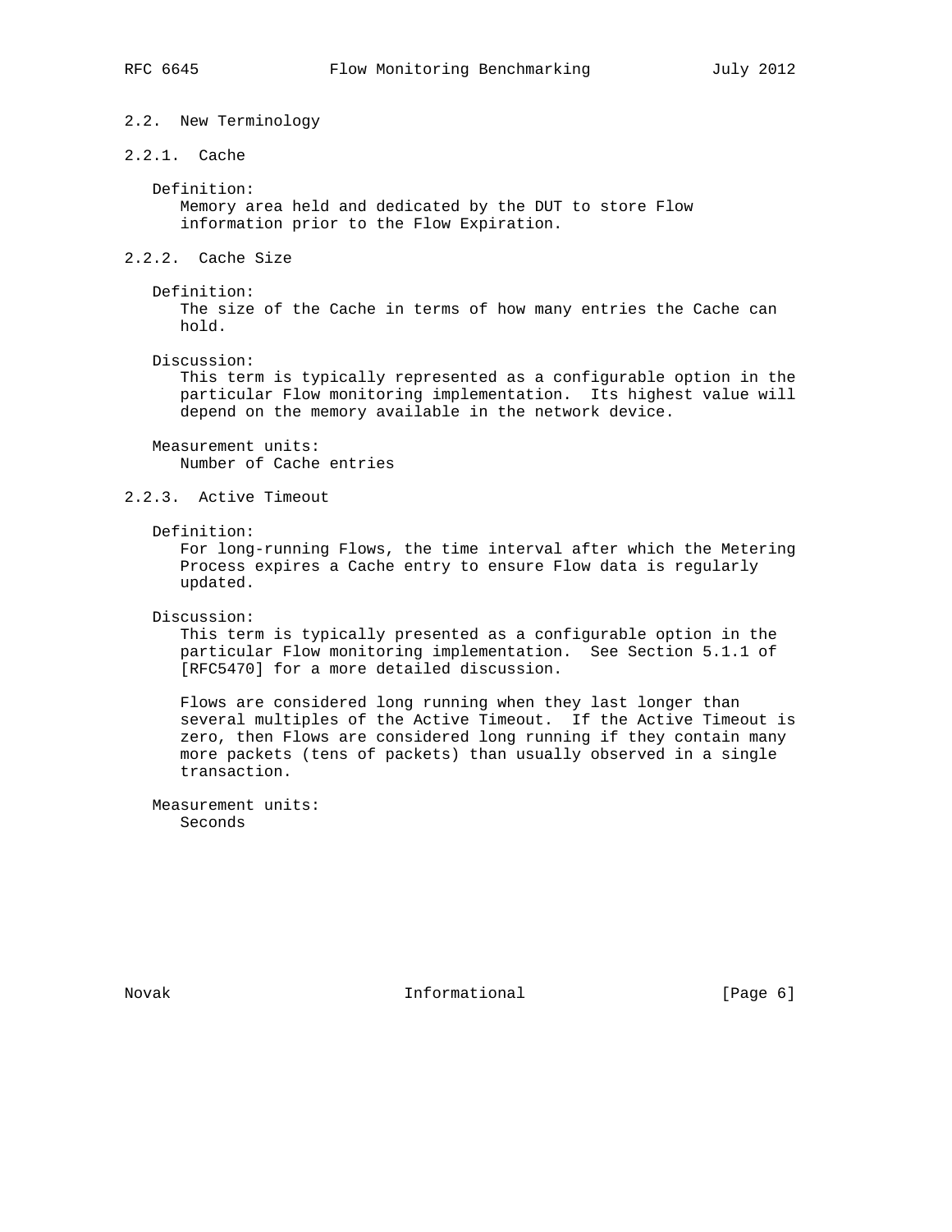## 2.2. New Terminology

### 2.2.1. Cache

Definition:
Memory area held and dedicated by the DUT to store Flow information prior to the Flow Expiration.

### 2.2.2. Cache Size

Definition:
The size of the Cache in terms of how many entries the Cache can hold.

Discussion:
This term is typically represented as a configurable option in the particular Flow monitoring implementation. Its highest value will depend on the memory available in the network device.

Measurement units:
Number of Cache entries

### 2.2.3. Active Timeout

Definition:
For long-running Flows, the time interval after which the Metering Process expires a Cache entry to ensure Flow data is regularly updated.

Discussion:
This term is typically presented as a configurable option in the particular Flow monitoring implementation. See Section 5.1.1 of [RFC5470] for a more detailed discussion.

Flows are considered long running when they last longer than several multiples of the Active Timeout. If the Active Timeout is zero, then Flows are considered long running if they contain many more packets (tens of packets) than usually observed in a single transaction.

Measurement units:
Seconds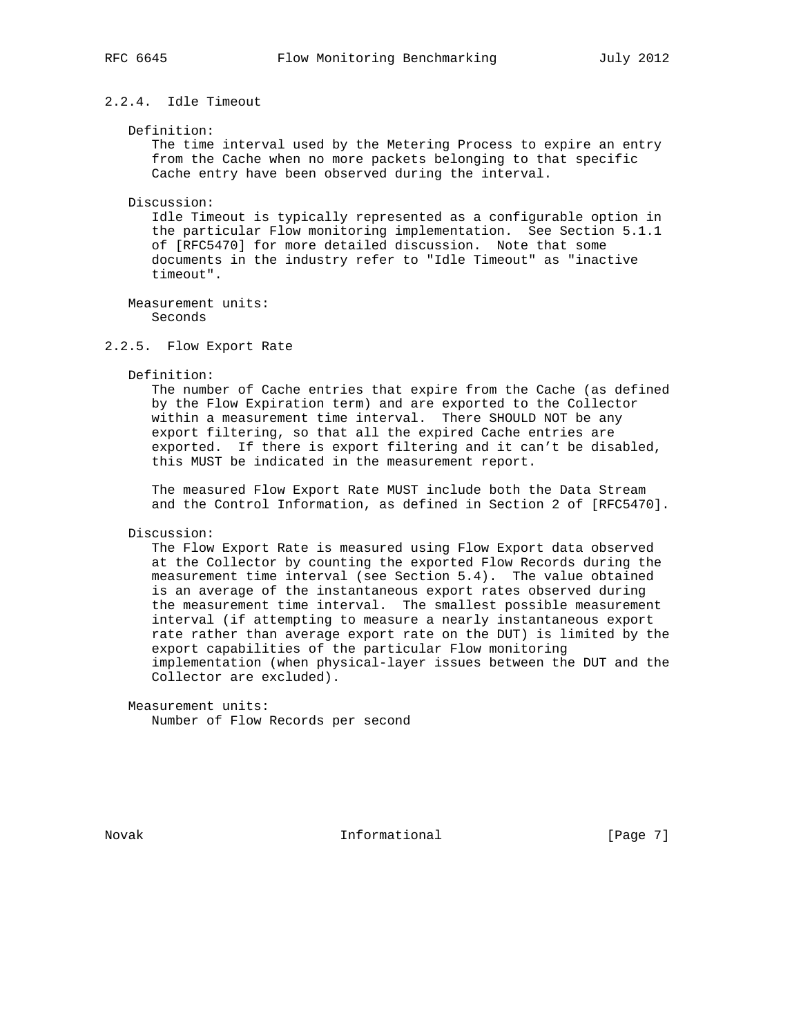### 2.2.4. Idle Timeout

Definition:

The time interval used by the Metering Process to expire an entry from the Cache when no more packets belonging to that specific Cache entry have been observed during the interval.

Discussion:

Idle Timeout is typically represented as a configurable option in the particular Flow monitoring implementation. See Section 5.1.1 of [RFC5470] for more detailed discussion. Note that some documents in the industry refer to "Idle Timeout" as "inactive timeout".

Measurement units:

Seconds

### 2.2.5. Flow Export Rate

Definition:

The number of Cache entries that expire from the Cache (as defined by the Flow Expiration term) and are exported to the Collector within a measurement time interval. There SHOULD NOT be any export filtering, so that all the expired Cache entries are exported. If there is export filtering and it can't be disabled, this MUST be indicated in the measurement report.

The measured Flow Export Rate MUST include both the Data Stream and the Control Information, as defined in Section 2 of [RFC5470].

Discussion:

The Flow Export Rate is measured using Flow Export data observed at the Collector by counting the exported Flow Records during the measurement time interval (see Section 5.4). The value obtained is an average of the instantaneous export rates observed during the measurement time interval. The smallest possible measurement interval (if attempting to measure a nearly instantaneous export rate rather than average export rate on the DUT) is limited by the export capabilities of the particular Flow monitoring implementation (when physical-layer issues between the DUT and the Collector are excluded).

Measurement units:

Number of Flow Records per second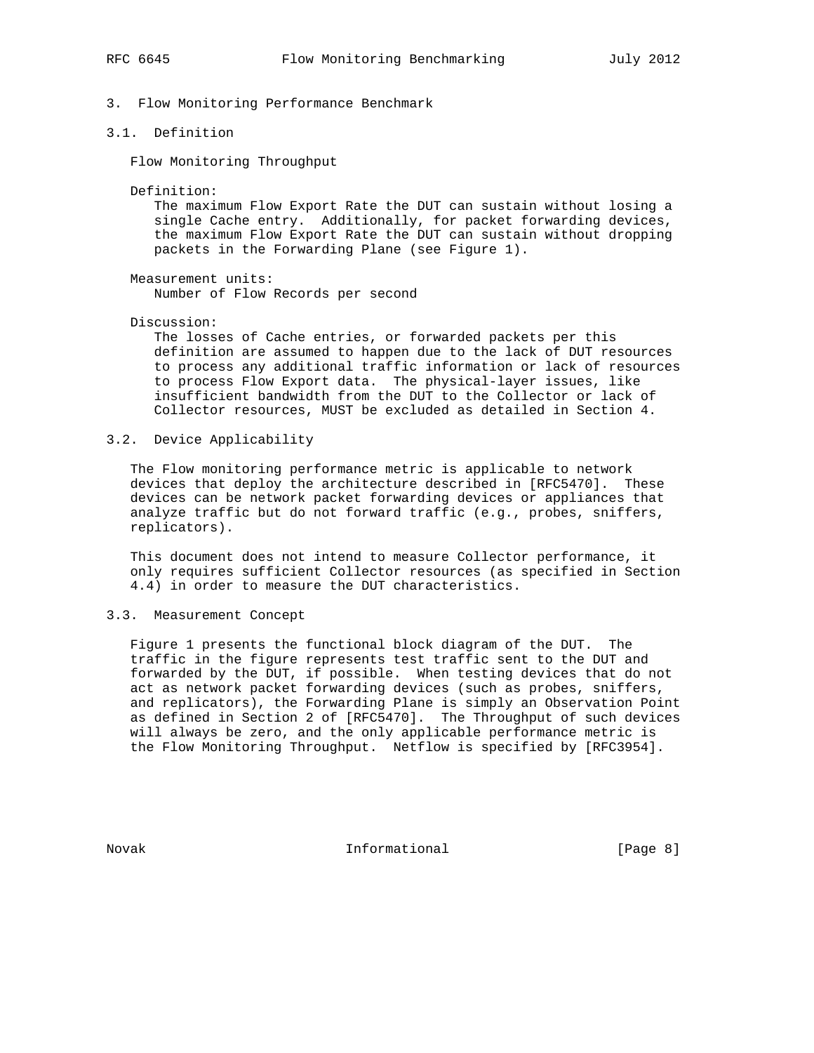## 3. Flow Monitoring Performance Benchmark

### 3.1. Definition

Flow Monitoring Throughput

Definition:
The maximum Flow Export Rate the DUT can sustain without losing a single Cache entry. Additionally, for packet forwarding devices, the maximum Flow Export Rate the DUT can sustain without dropping packets in the Forwarding Plane (see Figure 1).

Measurement units:
Number of Flow Records per second

Discussion:
The losses of Cache entries, or forwarded packets per this definition are assumed to happen due to the lack of DUT resources to process any additional traffic information or lack of resources to process Flow Export data. The physical-layer issues, like insufficient bandwidth from the DUT to the Collector or lack of Collector resources, MUST be excluded as detailed in Section 4.

### 3.2. Device Applicability

The Flow monitoring performance metric is applicable to network devices that deploy the architecture described in [RFC5470]. These devices can be network packet forwarding devices or appliances that analyze traffic but do not forward traffic (e.g., probes, sniffers, replicators).

This document does not intend to measure Collector performance, it only requires sufficient Collector resources (as specified in Section 4.4) in order to measure the DUT characteristics.

### 3.3. Measurement Concept

Figure 1 presents the functional block diagram of the DUT. The traffic in the figure represents test traffic sent to the DUT and forwarded by the DUT, if possible. When testing devices that do not act as network packet forwarding devices (such as probes, sniffers, and replicators), the Forwarding Plane is simply an Observation Point as defined in Section 2 of [RFC5470]. The Throughput of such devices will always be zero, and the only applicable performance metric is the Flow Monitoring Throughput. Netflow is specified by [RFC3954].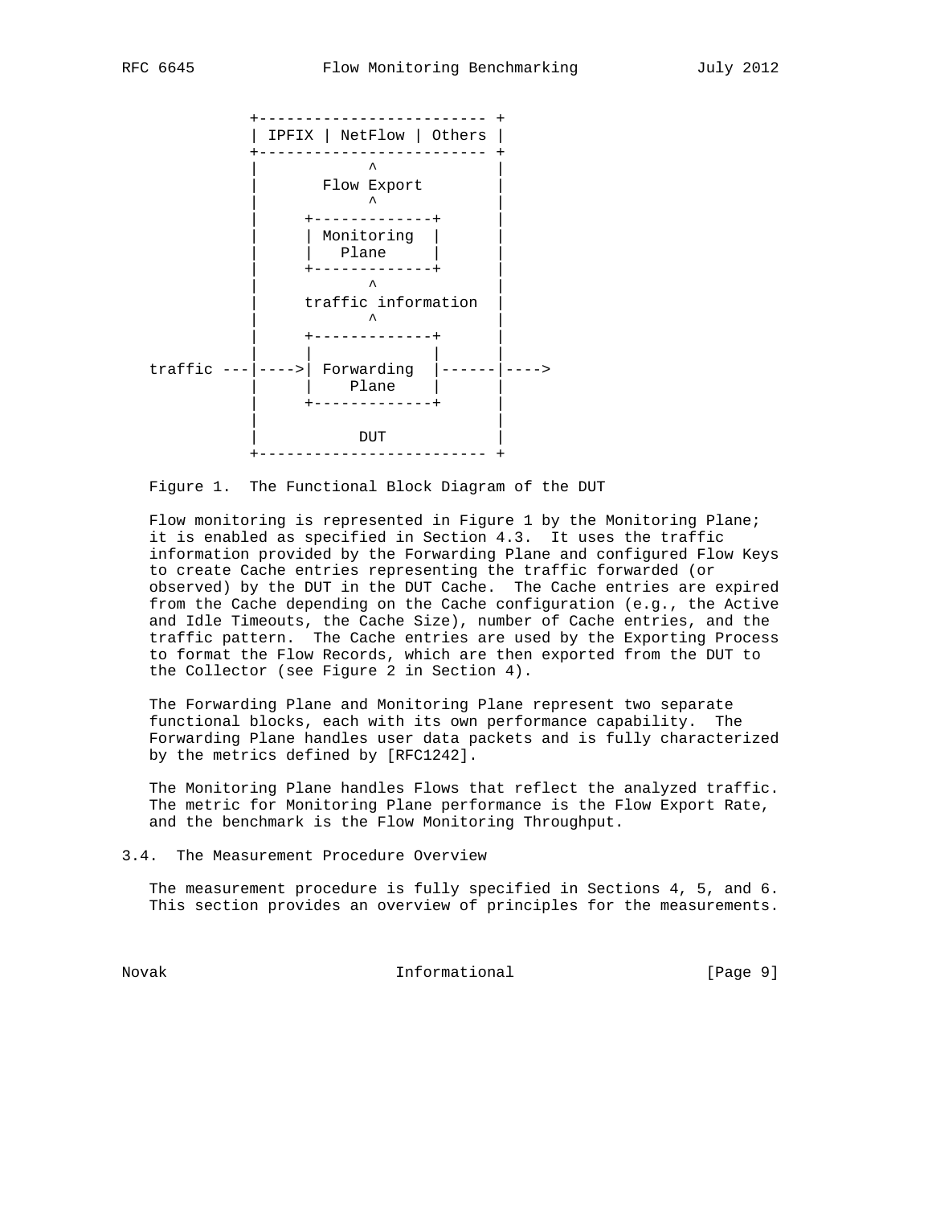```
             +------------------------- +
             | IPFIX | NetFlow | Others |
             +------------------------- +
             |           ^              |
             |       Flow Export        |
             |           ^              |
             |     +-------------+      |
             |     | Monitoring  |      |
             |     |   Plane     |      |
             |     +-------------+      |
             |           ^              |
             |     traffic information  |
             |           ^              |
             |     +-------------+      |
             |     |             |      |
 traffic ---|---->| Forwarding  |------|---->
             |     |    Plane    |      |
             |     +-------------+      |
             |                          |
             |          DUT             |
             +------------------------- +
```

Figure 1. The Functional Block Diagram of the DUT

Flow monitoring is represented in Figure 1 by the Monitoring Plane; it is enabled as specified in Section 4.3. It uses the traffic information provided by the Forwarding Plane and configured Flow Keys to create Cache entries representing the traffic forwarded (or observed) by the DUT in the DUT Cache. The Cache entries are expired from the Cache depending on the Cache configuration (e.g., the Active and Idle Timeouts, the Cache Size), number of Cache entries, and the traffic pattern. The Cache entries are used by the Exporting Process to format the Flow Records, which are then exported from the DUT to the Collector (see Figure 2 in Section 4).

The Forwarding Plane and Monitoring Plane represent two separate functional blocks, each with its own performance capability. The Forwarding Plane handles user data packets and is fully characterized by the metrics defined by [RFC1242].

The Monitoring Plane handles Flows that reflect the analyzed traffic. The metric for Monitoring Plane performance is the Flow Export Rate, and the benchmark is the Flow Monitoring Throughput.

### 3.4. The Measurement Procedure Overview

The measurement procedure is fully specified in Sections 4, 5, and 6. This section provides an overview of principles for the measurements.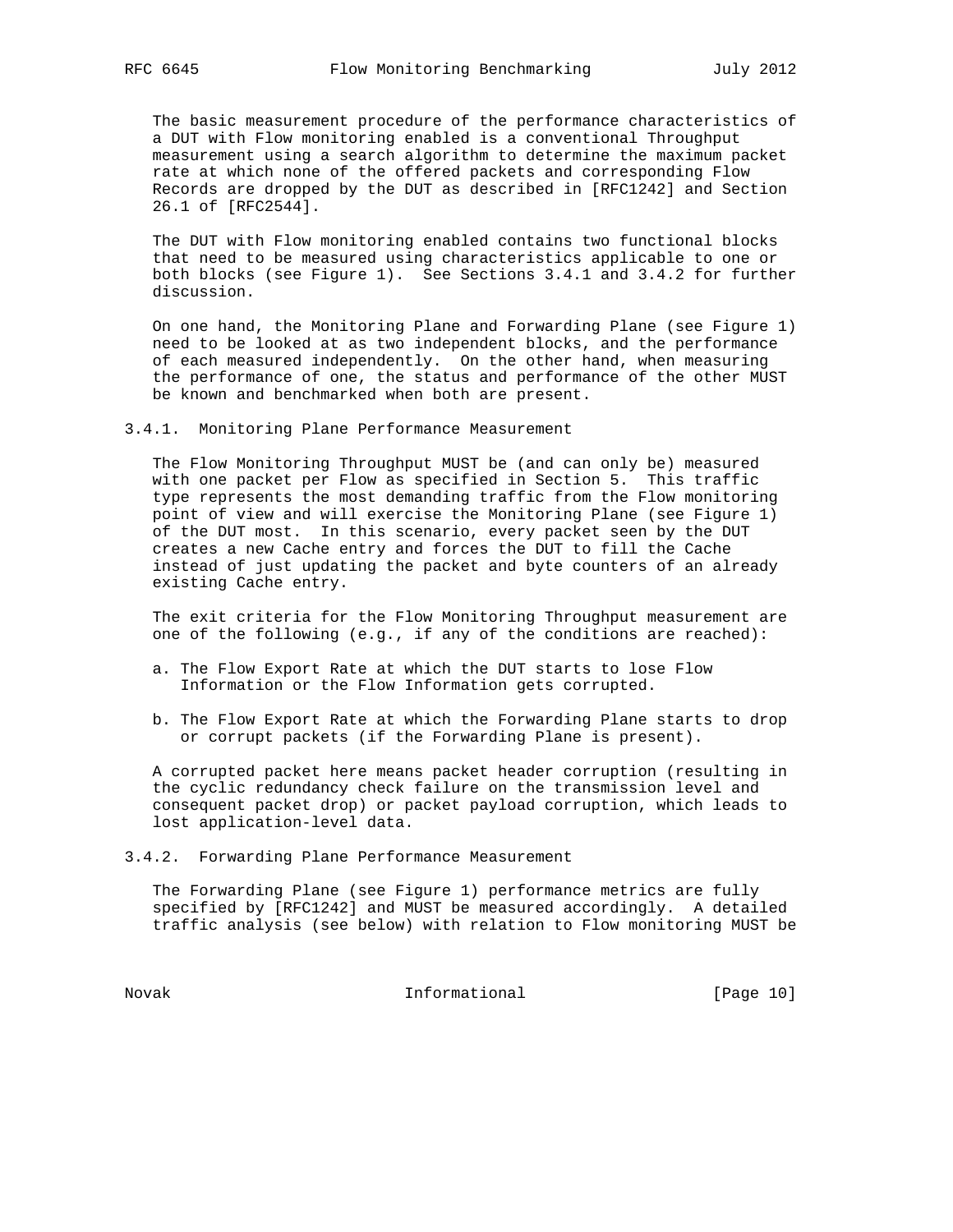The basic measurement procedure of the performance characteristics of a DUT with Flow monitoring enabled is a conventional Throughput measurement using a search algorithm to determine the maximum packet rate at which none of the offered packets and corresponding Flow Records are dropped by the DUT as described in [RFC1242] and Section 26.1 of [RFC2544].

The DUT with Flow monitoring enabled contains two functional blocks that need to be measured using characteristics applicable to one or both blocks (see Figure 1). See Sections 3.4.1 and 3.4.2 for further discussion.

On one hand, the Monitoring Plane and Forwarding Plane (see Figure 1) need to be looked at as two independent blocks, and the performance of each measured independently. On the other hand, when measuring the performance of one, the status and performance of the other MUST be known and benchmarked when both are present.

### 3.4.1. Monitoring Plane Performance Measurement

The Flow Monitoring Throughput MUST be (and can only be) measured with one packet per Flow as specified in Section 5. This traffic type represents the most demanding traffic from the Flow monitoring point of view and will exercise the Monitoring Plane (see Figure 1) of the DUT most. In this scenario, every packet seen by the DUT creates a new Cache entry and forces the DUT to fill the Cache instead of just updating the packet and byte counters of an already existing Cache entry.

The exit criteria for the Flow Monitoring Throughput measurement are one of the following (e.g., if any of the conditions are reached):

a. The Flow Export Rate at which the DUT starts to lose Flow Information or the Flow Information gets corrupted.

b. The Flow Export Rate at which the Forwarding Plane starts to drop or corrupt packets (if the Forwarding Plane is present).

A corrupted packet here means packet header corruption (resulting in the cyclic redundancy check failure on the transmission level and consequent packet drop) or packet payload corruption, which leads to lost application-level data.

### 3.4.2. Forwarding Plane Performance Measurement

The Forwarding Plane (see Figure 1) performance metrics are fully specified by [RFC1242] and MUST be measured accordingly. A detailed traffic analysis (see below) with relation to Flow monitoring MUST be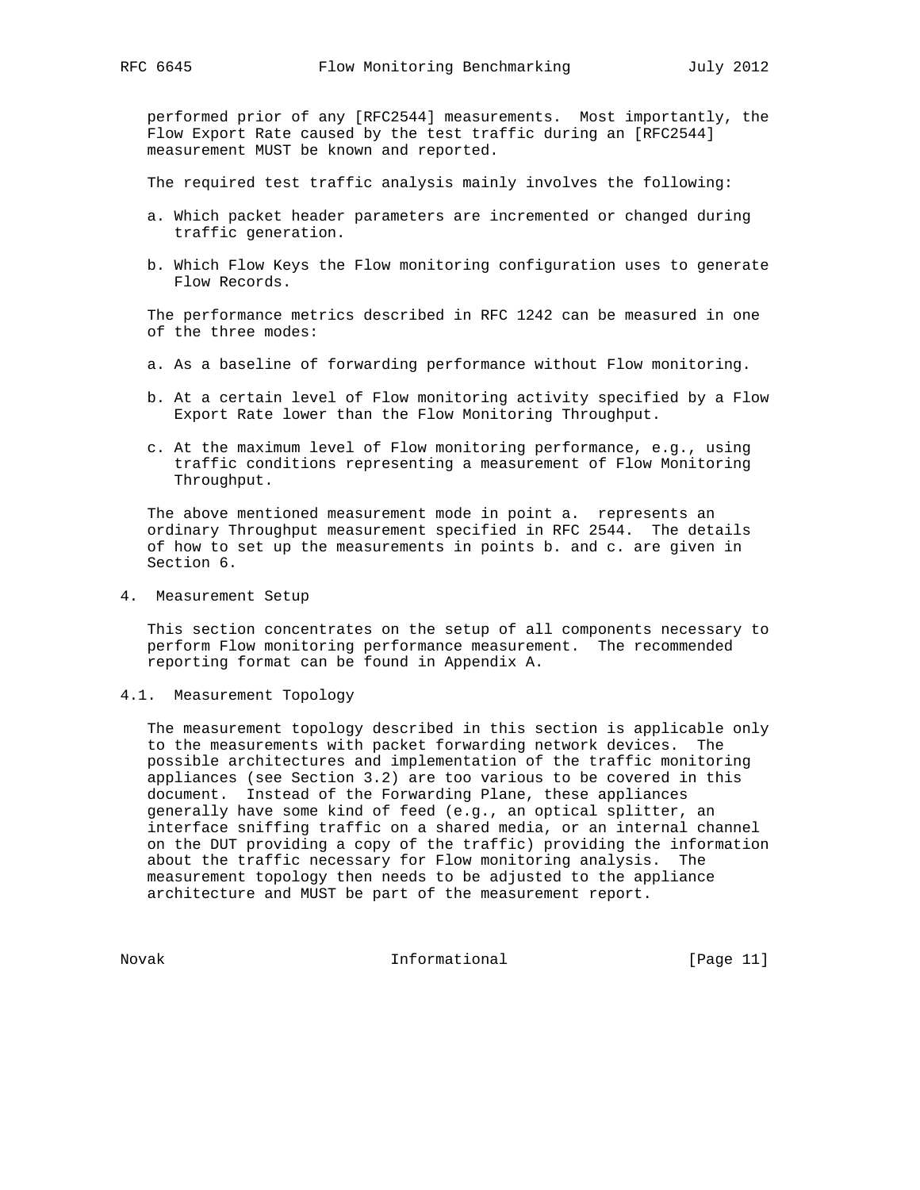performed prior of any [RFC2544] measurements. Most importantly, the Flow Export Rate caused by the test traffic during an [RFC2544] measurement MUST be known and reported.

The required test traffic analysis mainly involves the following:

a. Which packet header parameters are incremented or changed during traffic generation.

b. Which Flow Keys the Flow monitoring configuration uses to generate Flow Records.

The performance metrics described in RFC 1242 can be measured in one of the three modes:

a. As a baseline of forwarding performance without Flow monitoring.

b. At a certain level of Flow monitoring activity specified by a Flow Export Rate lower than the Flow Monitoring Throughput.

c. At the maximum level of Flow monitoring performance, e.g., using traffic conditions representing a measurement of Flow Monitoring Throughput.

The above mentioned measurement mode in point a. represents an ordinary Throughput measurement specified in RFC 2544. The details of how to set up the measurements in points b. and c. are given in Section 6.

# 4. Measurement Setup

This section concentrates on the setup of all components necessary to perform Flow monitoring performance measurement. The recommended reporting format can be found in Appendix A.

## 4.1. Measurement Topology

The measurement topology described in this section is applicable only to the measurements with packet forwarding network devices. The possible architectures and implementation of the traffic monitoring appliances (see Section 3.2) are too various to be covered in this document. Instead of the Forwarding Plane, these appliances generally have some kind of feed (e.g., an optical splitter, an interface sniffing traffic on a shared media, or an internal channel on the DUT providing a copy of the traffic) providing the information about the traffic necessary for Flow monitoring analysis. The measurement topology then needs to be adjusted to the appliance architecture and MUST be part of the measurement report.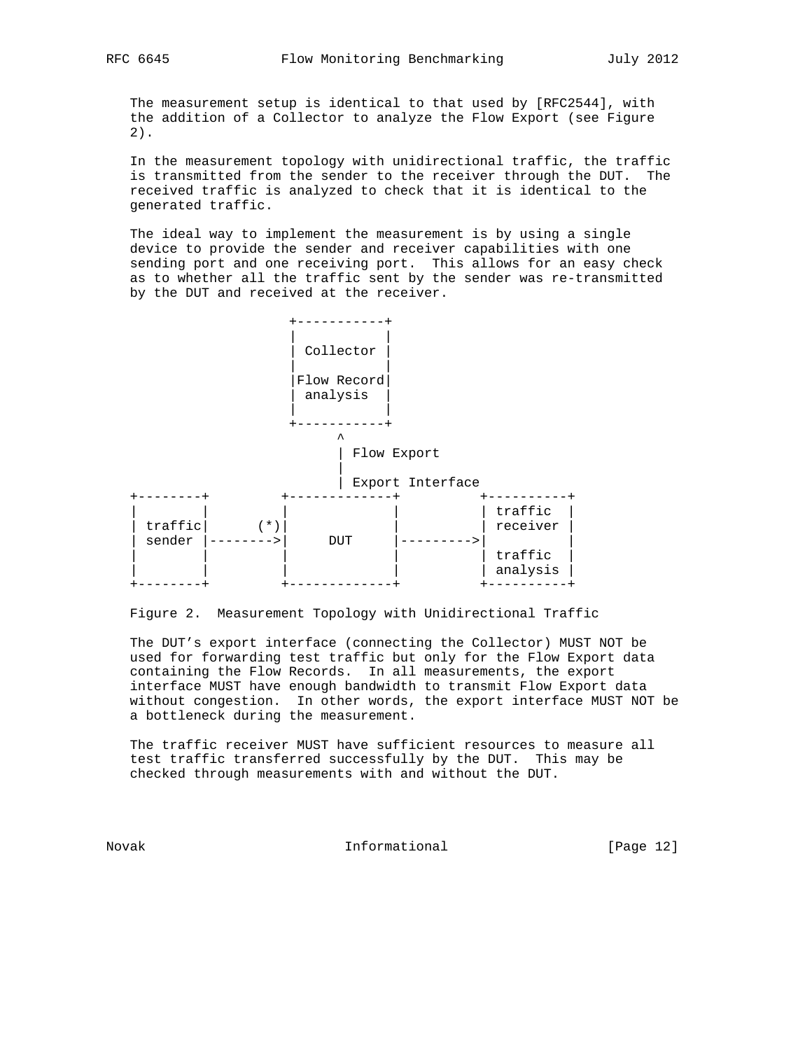The measurement setup is identical to that used by [RFC2544], with the addition of a Collector to analyze the Flow Export (see Figure 2).

In the measurement topology with unidirectional traffic, the traffic is transmitted from the sender to the receiver through the DUT. The received traffic is analyzed to check that it is identical to the generated traffic.

The ideal way to implement the measurement is by using a single device to provide the sender and receiver capabilities with one sending port and one receiving port. This allows for an easy check as to whether all the traffic sent by the sender was re-transmitted by the DUT and received at the receiver.

```
                     +-----------+
                     |           |
                     | Collector |
                     |           |
                     |Flow Record|
                     | analysis  |
                     |           |
                     +-----------+
                           ^
                           | Flow Export
                           |
                           | Export Interface
+--------+          +-------------+          +----------+
|        |          |             |          | traffic  |
| traffic|      (*) |             |          | receiver |
| sender |--------->|     DUT     |--------->|          |
|        |          |             |          | traffic  |
|        |          |             |          | analysis |
+--------+          +-------------+          +----------+
```

Figure 2. Measurement Topology with Unidirectional Traffic

The DUT's export interface (connecting the Collector) MUST NOT be used for forwarding test traffic but only for the Flow Export data containing the Flow Records. In all measurements, the export interface MUST have enough bandwidth to transmit Flow Export data without congestion. In other words, the export interface MUST NOT be a bottleneck during the measurement.

The traffic receiver MUST have sufficient resources to measure all test traffic transferred successfully by the DUT. This may be checked through measurements with and without the DUT.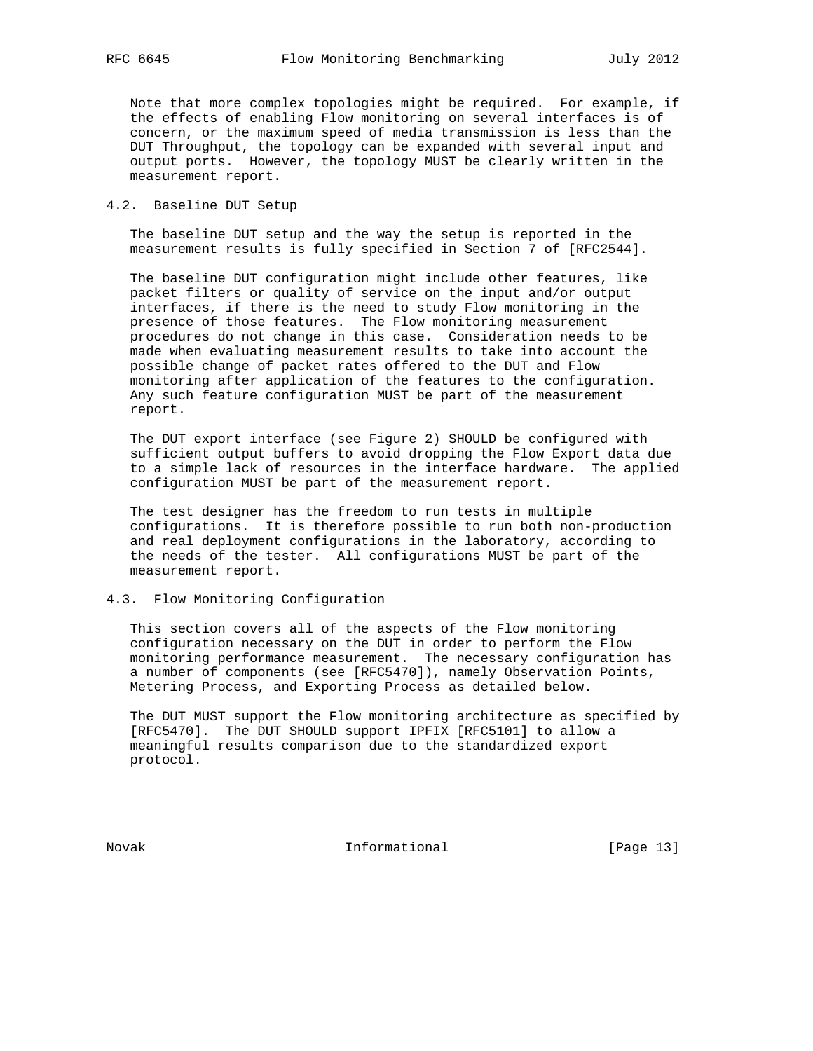Note that more complex topologies might be required. For example, if the effects of enabling Flow monitoring on several interfaces is of concern, or the maximum speed of media transmission is less than the DUT Throughput, the topology can be expanded with several input and output ports. However, the topology MUST be clearly written in the measurement report.

### 4.2. Baseline DUT Setup

The baseline DUT setup and the way the setup is reported in the measurement results is fully specified in Section 7 of [RFC2544].

The baseline DUT configuration might include other features, like packet filters or quality of service on the input and/or output interfaces, if there is the need to study Flow monitoring in the presence of those features. The Flow monitoring measurement procedures do not change in this case. Consideration needs to be made when evaluating measurement results to take into account the possible change of packet rates offered to the DUT and Flow monitoring after application of the features to the configuration. Any such feature configuration MUST be part of the measurement report.

The DUT export interface (see Figure 2) SHOULD be configured with sufficient output buffers to avoid dropping the Flow Export data due to a simple lack of resources in the interface hardware. The applied configuration MUST be part of the measurement report.

The test designer has the freedom to run tests in multiple configurations. It is therefore possible to run both non-production and real deployment configurations in the laboratory, according to the needs of the tester. All configurations MUST be part of the measurement report.

### 4.3. Flow Monitoring Configuration

This section covers all of the aspects of the Flow monitoring configuration necessary on the DUT in order to perform the Flow monitoring performance measurement. The necessary configuration has a number of components (see [RFC5470]), namely Observation Points, Metering Process, and Exporting Process as detailed below.

The DUT MUST support the Flow monitoring architecture as specified by [RFC5470]. The DUT SHOULD support IPFIX [RFC5101] to allow a meaningful results comparison due to the standardized export protocol.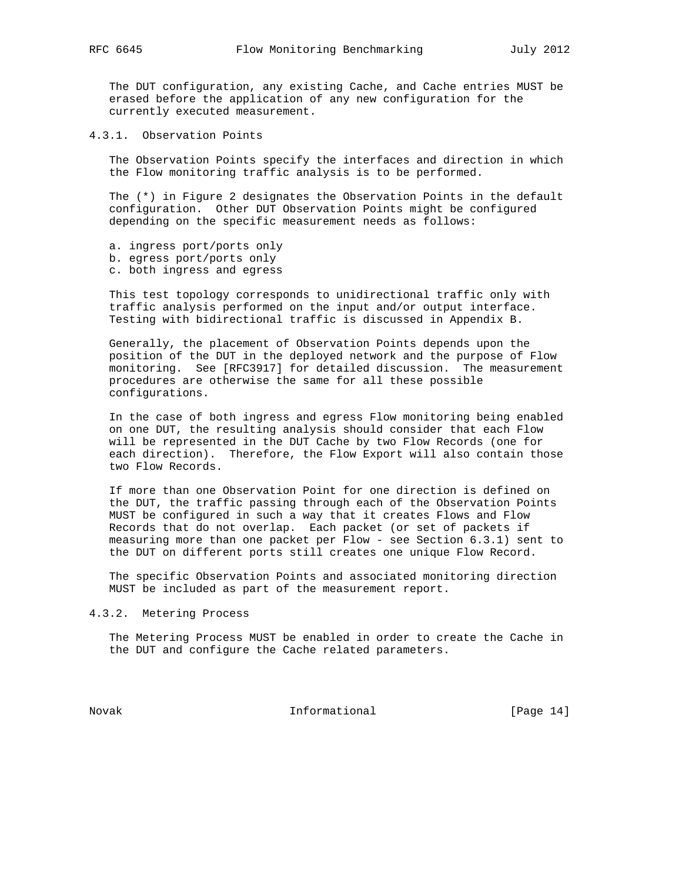The DUT configuration, any existing Cache, and Cache entries MUST be erased before the application of any new configuration for the currently executed measurement.

### 4.3.1. Observation Points

The Observation Points specify the interfaces and direction in which the Flow monitoring traffic analysis is to be performed.

The (*) in Figure 2 designates the Observation Points in the default configuration. Other DUT Observation Points might be configured depending on the specific measurement needs as follows:

a. ingress port/ports only
b. egress port/ports only
c. both ingress and egress

This test topology corresponds to unidirectional traffic only with traffic analysis performed on the input and/or output interface. Testing with bidirectional traffic is discussed in Appendix B.

Generally, the placement of Observation Points depends upon the position of the DUT in the deployed network and the purpose of Flow monitoring. See [RFC3917] for detailed discussion. The measurement procedures are otherwise the same for all these possible configurations.

In the case of both ingress and egress Flow monitoring being enabled on one DUT, the resulting analysis should consider that each Flow will be represented in the DUT Cache by two Flow Records (one for each direction). Therefore, the Flow Export will also contain those two Flow Records.

If more than one Observation Point for one direction is defined on the DUT, the traffic passing through each of the Observation Points MUST be configured in such a way that it creates Flows and Flow Records that do not overlap. Each packet (or set of packets if measuring more than one packet per Flow - see Section 6.3.1) sent to the DUT on different ports still creates one unique Flow Record.

The specific Observation Points and associated monitoring direction MUST be included as part of the measurement report.

### 4.3.2. Metering Process

The Metering Process MUST be enabled in order to create the Cache in the DUT and configure the Cache related parameters.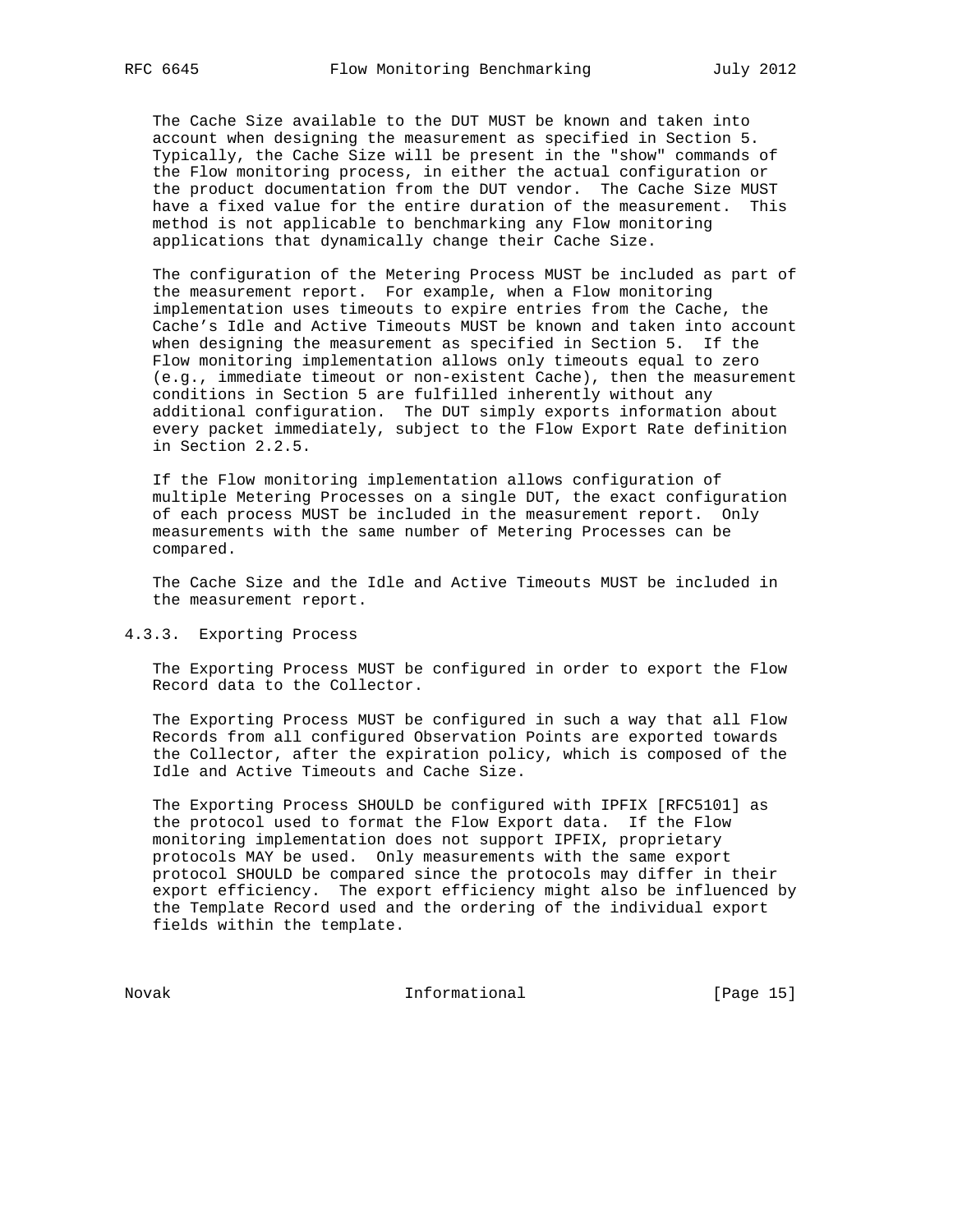The Cache Size available to the DUT MUST be known and taken into account when designing the measurement as specified in Section 5. Typically, the Cache Size will be present in the "show" commands of the Flow monitoring process, in either the actual configuration or the product documentation from the DUT vendor. The Cache Size MUST have a fixed value for the entire duration of the measurement. This method is not applicable to benchmarking any Flow monitoring applications that dynamically change their Cache Size.

The configuration of the Metering Process MUST be included as part of the measurement report. For example, when a Flow monitoring implementation uses timeouts to expire entries from the Cache, the Cache's Idle and Active Timeouts MUST be known and taken into account when designing the measurement as specified in Section 5. If the Flow monitoring implementation allows only timeouts equal to zero (e.g., immediate timeout or non-existent Cache), then the measurement conditions in Section 5 are fulfilled inherently without any additional configuration. The DUT simply exports information about every packet immediately, subject to the Flow Export Rate definition in Section 2.2.5.

If the Flow monitoring implementation allows configuration of multiple Metering Processes on a single DUT, the exact configuration of each process MUST be included in the measurement report. Only measurements with the same number of Metering Processes can be compared.

The Cache Size and the Idle and Active Timeouts MUST be included in the measurement report.

#### 4.3.3. Exporting Process

The Exporting Process MUST be configured in order to export the Flow Record data to the Collector.

The Exporting Process MUST be configured in such a way that all Flow Records from all configured Observation Points are exported towards the Collector, after the expiration policy, which is composed of the Idle and Active Timeouts and Cache Size.

The Exporting Process SHOULD be configured with IPFIX [RFC5101] as the protocol used to format the Flow Export data. If the Flow monitoring implementation does not support IPFIX, proprietary protocols MAY be used. Only measurements with the same export protocol SHOULD be compared since the protocols may differ in their export efficiency. The export efficiency might also be influenced by the Template Record used and the ordering of the individual export fields within the template.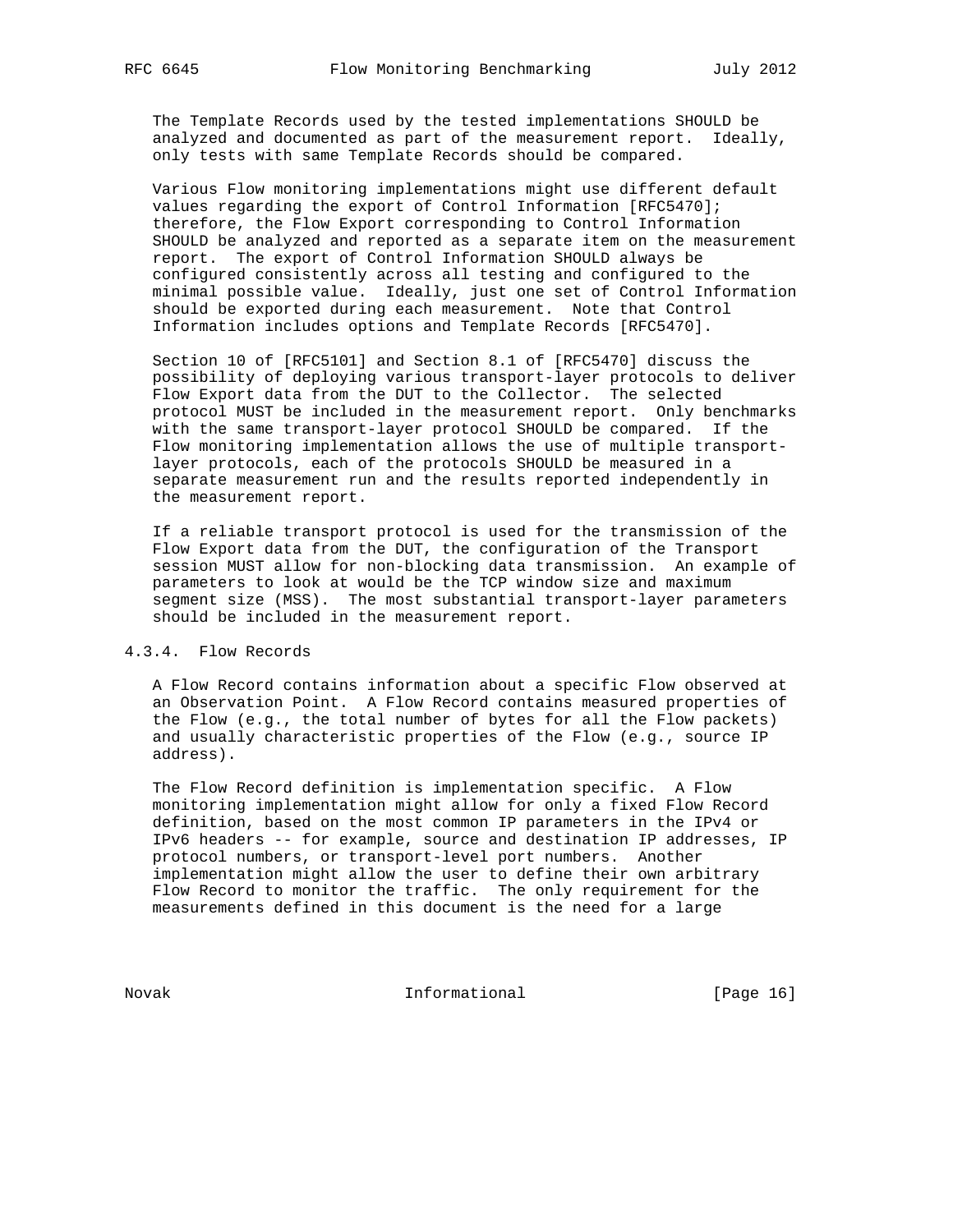The Template Records used by the tested implementations SHOULD be analyzed and documented as part of the measurement report. Ideally, only tests with same Template Records should be compared.

Various Flow monitoring implementations might use different default values regarding the export of Control Information [RFC5470]; therefore, the Flow Export corresponding to Control Information SHOULD be analyzed and reported as a separate item on the measurement report. The export of Control Information SHOULD always be configured consistently across all testing and configured to the minimal possible value. Ideally, just one set of Control Information should be exported during each measurement. Note that Control Information includes options and Template Records [RFC5470].

Section 10 of [RFC5101] and Section 8.1 of [RFC5470] discuss the possibility of deploying various transport-layer protocols to deliver Flow Export data from the DUT to the Collector. The selected protocol MUST be included in the measurement report. Only benchmarks with the same transport-layer protocol SHOULD be compared. If the Flow monitoring implementation allows the use of multiple transport-layer protocols, each of the protocols SHOULD be measured in a separate measurement run and the results reported independently in the measurement report.

If a reliable transport protocol is used for the transmission of the Flow Export data from the DUT, the configuration of the Transport session MUST allow for non-blocking data transmission. An example of parameters to look at would be the TCP window size and maximum segment size (MSS). The most substantial transport-layer parameters should be included in the measurement report.

### 4.3.4. Flow Records

A Flow Record contains information about a specific Flow observed at an Observation Point. A Flow Record contains measured properties of the Flow (e.g., the total number of bytes for all the Flow packets) and usually characteristic properties of the Flow (e.g., source IP address).

The Flow Record definition is implementation specific. A Flow monitoring implementation might allow for only a fixed Flow Record definition, based on the most common IP parameters in the IPv4 or IPv6 headers -- for example, source and destination IP addresses, IP protocol numbers, or transport-level port numbers. Another implementation might allow the user to define their own arbitrary Flow Record to monitor the traffic. The only requirement for the measurements defined in this document is the need for a large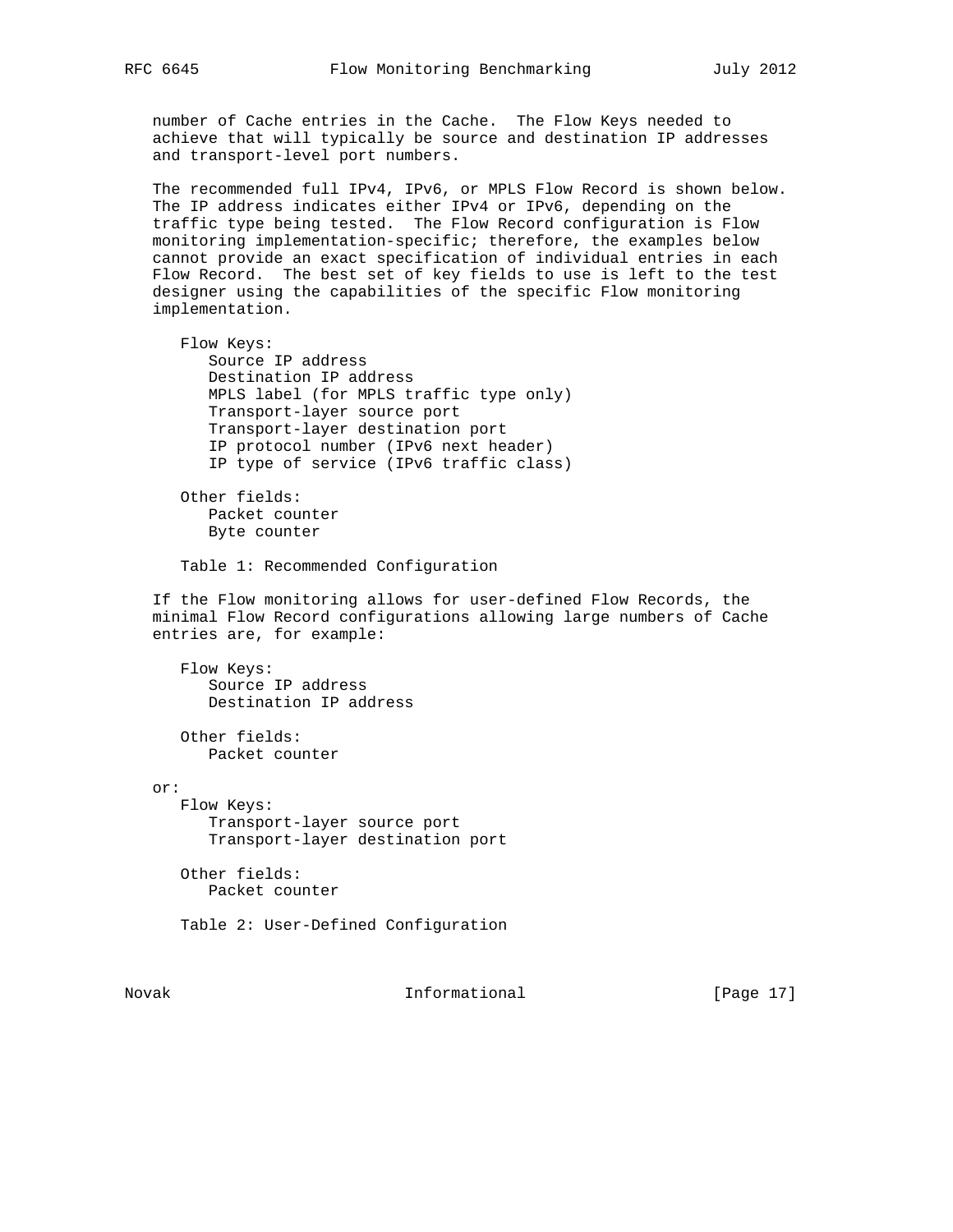number of Cache entries in the Cache. The Flow Keys needed to achieve that will typically be source and destination IP addresses and transport-level port numbers.

The recommended full IPv4, IPv6, or MPLS Flow Record is shown below. The IP address indicates either IPv4 or IPv6, depending on the traffic type being tested. The Flow Record configuration is Flow monitoring implementation-specific; therefore, the examples below cannot provide an exact specification of individual entries in each Flow Record. The best set of key fields to use is left to the test designer using the capabilities of the specific Flow monitoring implementation.

```
   Flow Keys:
      Source IP address
      Destination IP address
      MPLS label (for MPLS traffic type only)
      Transport-layer source port
      Transport-layer destination port
      IP protocol number (IPv6 next header)
      IP type of service (IPv6 traffic class)

   Other fields:
      Packet counter
      Byte counter
```

Table 1: Recommended Configuration

If the Flow monitoring allows for user-defined Flow Records, the minimal Flow Record configurations allowing large numbers of Cache entries are, for example:

```
   Flow Keys:
      Source IP address
      Destination IP address

   Other fields:
      Packet counter

or:
   Flow Keys:
      Transport-layer source port
      Transport-layer destination port

   Other fields:
      Packet counter
```

Table 2: User-Defined Configuration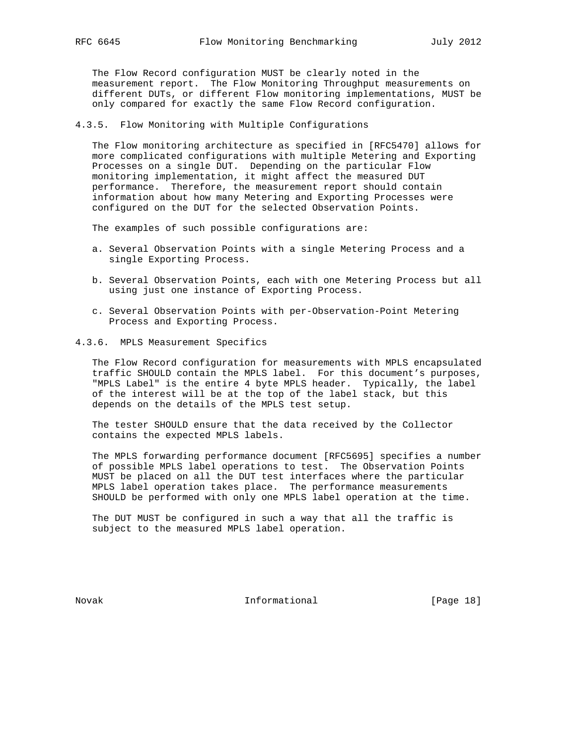The Flow Record configuration MUST be clearly noted in the measurement report. The Flow Monitoring Throughput measurements on different DUTs, or different Flow monitoring implementations, MUST be only compared for exactly the same Flow Record configuration.

#### 4.3.5. Flow Monitoring with Multiple Configurations

The Flow monitoring architecture as specified in [RFC5470] allows for more complicated configurations with multiple Metering and Exporting Processes on a single DUT. Depending on the particular Flow monitoring implementation, it might affect the measured DUT performance. Therefore, the measurement report should contain information about how many Metering and Exporting Processes were configured on the DUT for the selected Observation Points.

The examples of such possible configurations are:

a. Several Observation Points with a single Metering Process and a single Exporting Process.

b. Several Observation Points, each with one Metering Process but all using just one instance of Exporting Process.

c. Several Observation Points with per-Observation-Point Metering Process and Exporting Process.

#### 4.3.6. MPLS Measurement Specifics

The Flow Record configuration for measurements with MPLS encapsulated traffic SHOULD contain the MPLS label. For this document's purposes, "MPLS Label" is the entire 4 byte MPLS header. Typically, the label of the interest will be at the top of the label stack, but this depends on the details of the MPLS test setup.

The tester SHOULD ensure that the data received by the Collector contains the expected MPLS labels.

The MPLS forwarding performance document [RFC5695] specifies a number of possible MPLS label operations to test. The Observation Points MUST be placed on all the DUT test interfaces where the particular MPLS label operation takes place. The performance measurements SHOULD be performed with only one MPLS label operation at the time.

The DUT MUST be configured in such a way that all the traffic is subject to the measured MPLS label operation.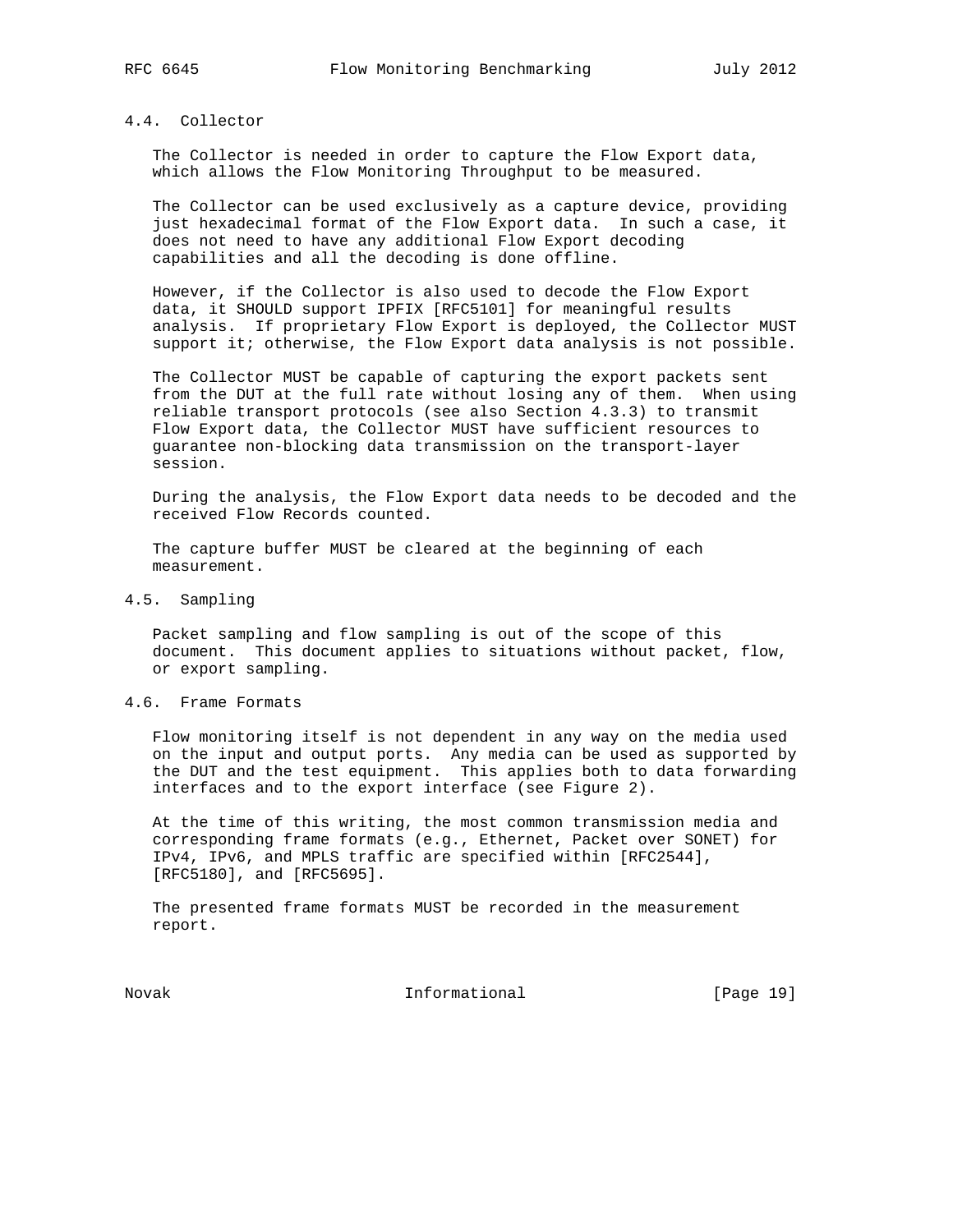### 4.4. Collector

The Collector is needed in order to capture the Flow Export data, which allows the Flow Monitoring Throughput to be measured.

The Collector can be used exclusively as a capture device, providing just hexadecimal format of the Flow Export data. In such a case, it does not need to have any additional Flow Export decoding capabilities and all the decoding is done offline.

However, if the Collector is also used to decode the Flow Export data, it SHOULD support IPFIX [RFC5101] for meaningful results analysis. If proprietary Flow Export is deployed, the Collector MUST support it; otherwise, the Flow Export data analysis is not possible.

The Collector MUST be capable of capturing the export packets sent from the DUT at the full rate without losing any of them. When using reliable transport protocols (see also Section 4.3.3) to transmit Flow Export data, the Collector MUST have sufficient resources to guarantee non-blocking data transmission on the transport-layer session.

During the analysis, the Flow Export data needs to be decoded and the received Flow Records counted.

The capture buffer MUST be cleared at the beginning of each measurement.

### 4.5. Sampling

Packet sampling and flow sampling is out of the scope of this document. This document applies to situations without packet, flow, or export sampling.

### 4.6. Frame Formats

Flow monitoring itself is not dependent in any way on the media used on the input and output ports. Any media can be used as supported by the DUT and the test equipment. This applies both to data forwarding interfaces and to the export interface (see Figure 2).

At the time of this writing, the most common transmission media and corresponding frame formats (e.g., Ethernet, Packet over SONET) for IPv4, IPv6, and MPLS traffic are specified within [RFC2544], [RFC5180], and [RFC5695].

The presented frame formats MUST be recorded in the measurement report.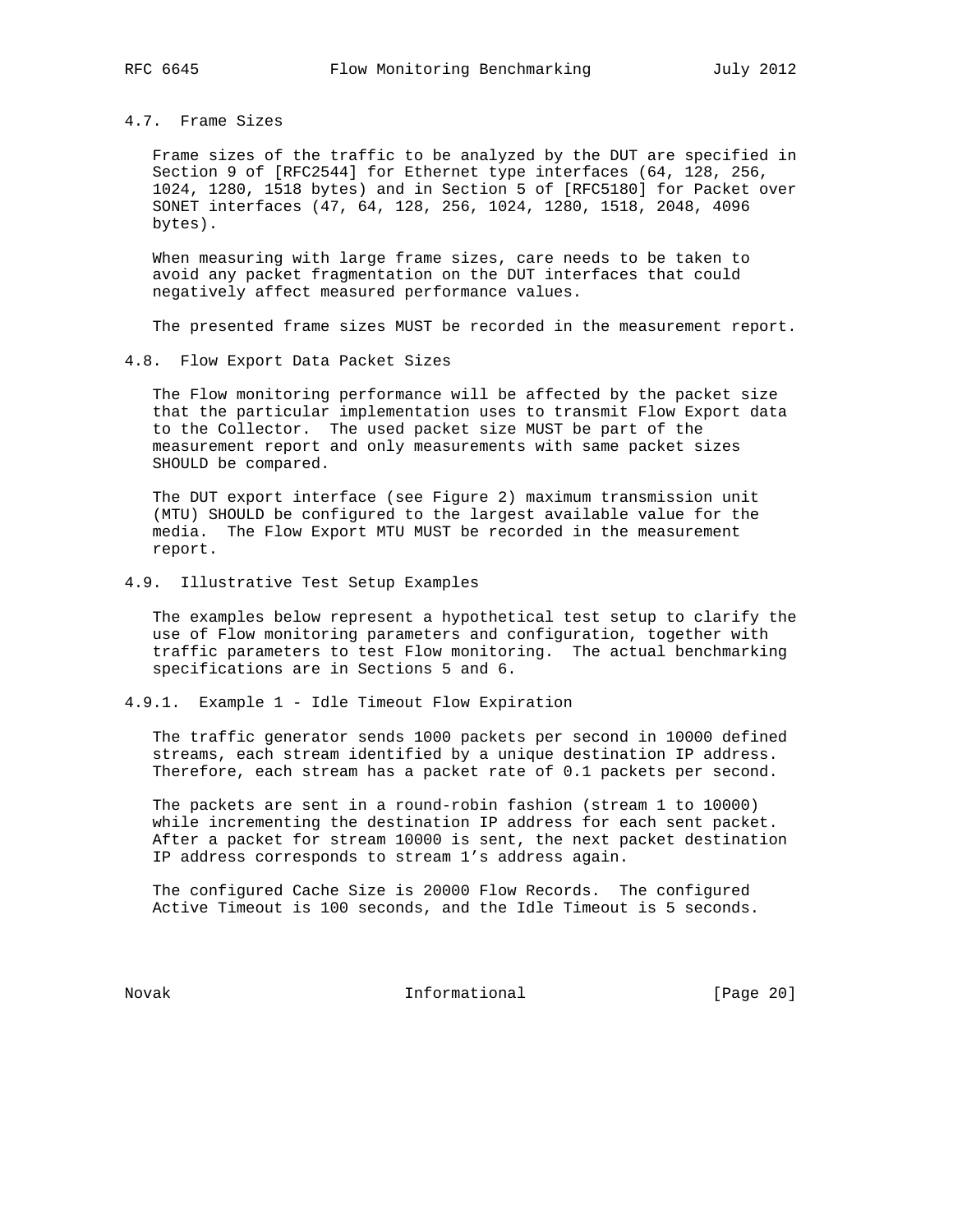### 4.7. Frame Sizes

Frame sizes of the traffic to be analyzed by the DUT are specified in Section 9 of [RFC2544] for Ethernet type interfaces (64, 128, 256, 1024, 1280, 1518 bytes) and in Section 5 of [RFC5180] for Packet over SONET interfaces (47, 64, 128, 256, 1024, 1280, 1518, 2048, 4096 bytes).

When measuring with large frame sizes, care needs to be taken to avoid any packet fragmentation on the DUT interfaces that could negatively affect measured performance values.

The presented frame sizes MUST be recorded in the measurement report.

### 4.8. Flow Export Data Packet Sizes

The Flow monitoring performance will be affected by the packet size that the particular implementation uses to transmit Flow Export data to the Collector. The used packet size MUST be part of the measurement report and only measurements with same packet sizes SHOULD be compared.

The DUT export interface (see Figure 2) maximum transmission unit (MTU) SHOULD be configured to the largest available value for the media. The Flow Export MTU MUST be recorded in the measurement report.

### 4.9. Illustrative Test Setup Examples

The examples below represent a hypothetical test setup to clarify the use of Flow monitoring parameters and configuration, together with traffic parameters to test Flow monitoring. The actual benchmarking specifications are in Sections 5 and 6.

#### 4.9.1. Example 1 - Idle Timeout Flow Expiration

The traffic generator sends 1000 packets per second in 10000 defined streams, each stream identified by a unique destination IP address. Therefore, each stream has a packet rate of 0.1 packets per second.

The packets are sent in a round-robin fashion (stream 1 to 10000) while incrementing the destination IP address for each sent packet. After a packet for stream 10000 is sent, the next packet destination IP address corresponds to stream 1's address again.

The configured Cache Size is 20000 Flow Records. The configured Active Timeout is 100 seconds, and the Idle Timeout is 5 seconds.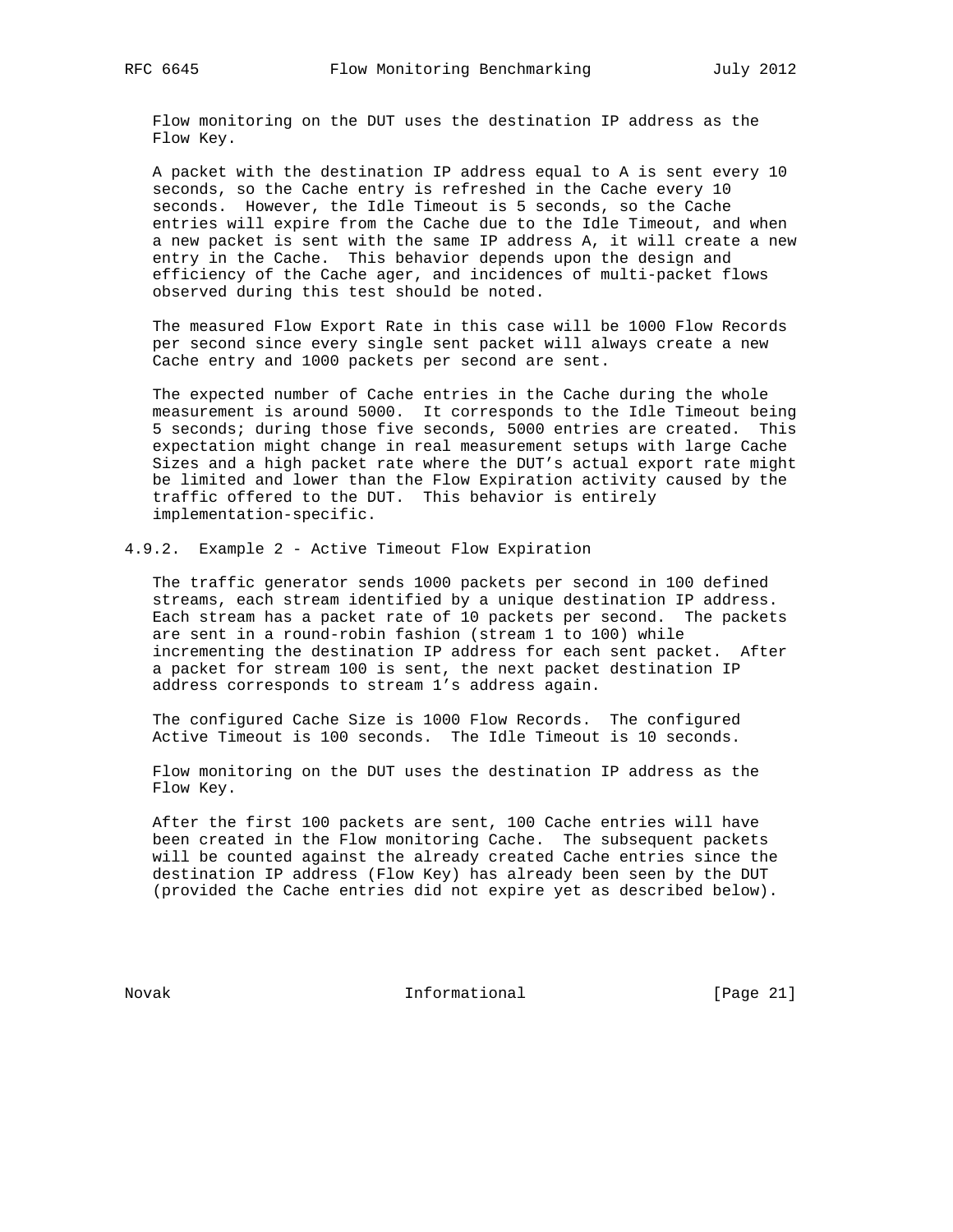Flow monitoring on the DUT uses the destination IP address as the Flow Key.

A packet with the destination IP address equal to A is sent every 10 seconds, so the Cache entry is refreshed in the Cache every 10 seconds. However, the Idle Timeout is 5 seconds, so the Cache entries will expire from the Cache due to the Idle Timeout, and when a new packet is sent with the same IP address A, it will create a new entry in the Cache. This behavior depends upon the design and efficiency of the Cache ager, and incidences of multi-packet flows observed during this test should be noted.

The measured Flow Export Rate in this case will be 1000 Flow Records per second since every single sent packet will always create a new Cache entry and 1000 packets per second are sent.

The expected number of Cache entries in the Cache during the whole measurement is around 5000. It corresponds to the Idle Timeout being 5 seconds; during those five seconds, 5000 entries are created. This expectation might change in real measurement setups with large Cache Sizes and a high packet rate where the DUT's actual export rate might be limited and lower than the Flow Expiration activity caused by the traffic offered to the DUT. This behavior is entirely implementation-specific.

#### 4.9.2. Example 2 - Active Timeout Flow Expiration

The traffic generator sends 1000 packets per second in 100 defined streams, each stream identified by a unique destination IP address. Each stream has a packet rate of 10 packets per second. The packets are sent in a round-robin fashion (stream 1 to 100) while incrementing the destination IP address for each sent packet. After a packet for stream 100 is sent, the next packet destination IP address corresponds to stream 1's address again.

The configured Cache Size is 1000 Flow Records. The configured Active Timeout is 100 seconds. The Idle Timeout is 10 seconds.

Flow monitoring on the DUT uses the destination IP address as the Flow Key.

After the first 100 packets are sent, 100 Cache entries will have been created in the Flow monitoring Cache. The subsequent packets will be counted against the already created Cache entries since the destination IP address (Flow Key) has already been seen by the DUT (provided the Cache entries did not expire yet as described below).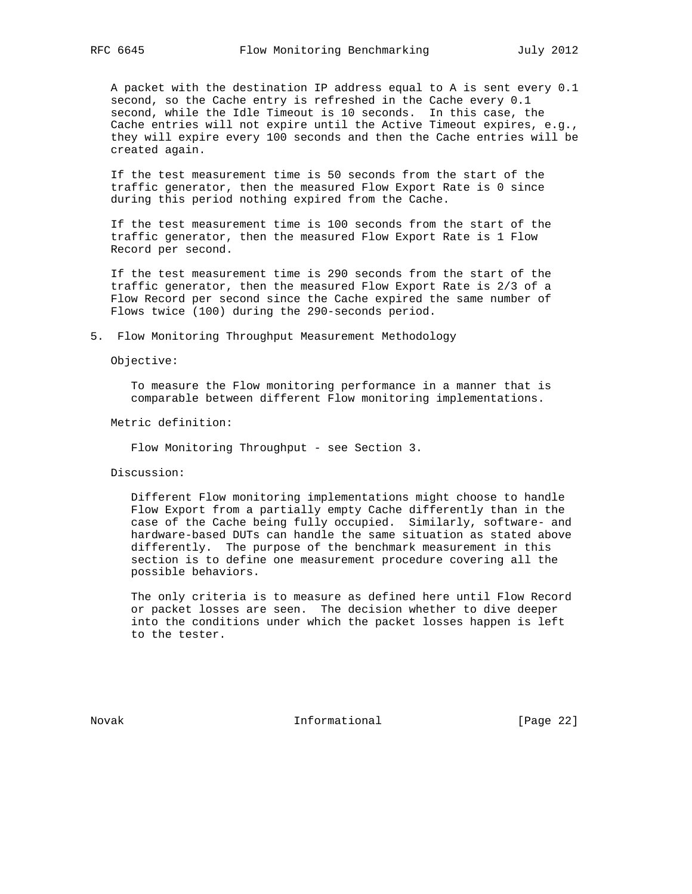A packet with the destination IP address equal to A is sent every 0.1 second, so the Cache entry is refreshed in the Cache every 0.1 second, while the Idle Timeout is 10 seconds. In this case, the Cache entries will not expire until the Active Timeout expires, e.g., they will expire every 100 seconds and then the Cache entries will be created again.

If the test measurement time is 50 seconds from the start of the traffic generator, then the measured Flow Export Rate is 0 since during this period nothing expired from the Cache.

If the test measurement time is 100 seconds from the start of the traffic generator, then the measured Flow Export Rate is 1 Flow Record per second.

If the test measurement time is 290 seconds from the start of the traffic generator, then the measured Flow Export Rate is 2/3 of a Flow Record per second since the Cache expired the same number of Flows twice (100) during the 290-seconds period.

## 5. Flow Monitoring Throughput Measurement Methodology

Objective:

To measure the Flow monitoring performance in a manner that is comparable between different Flow monitoring implementations.

Metric definition:

Flow Monitoring Throughput - see Section 3.

Discussion:

Different Flow monitoring implementations might choose to handle Flow Export from a partially empty Cache differently than in the case of the Cache being fully occupied. Similarly, software- and hardware-based DUTs can handle the same situation as stated above differently. The purpose of the benchmark measurement in this section is to define one measurement procedure covering all the possible behaviors.

The only criteria is to measure as defined here until Flow Record or packet losses are seen. The decision whether to dive deeper into the conditions under which the packet losses happen is left to the tester.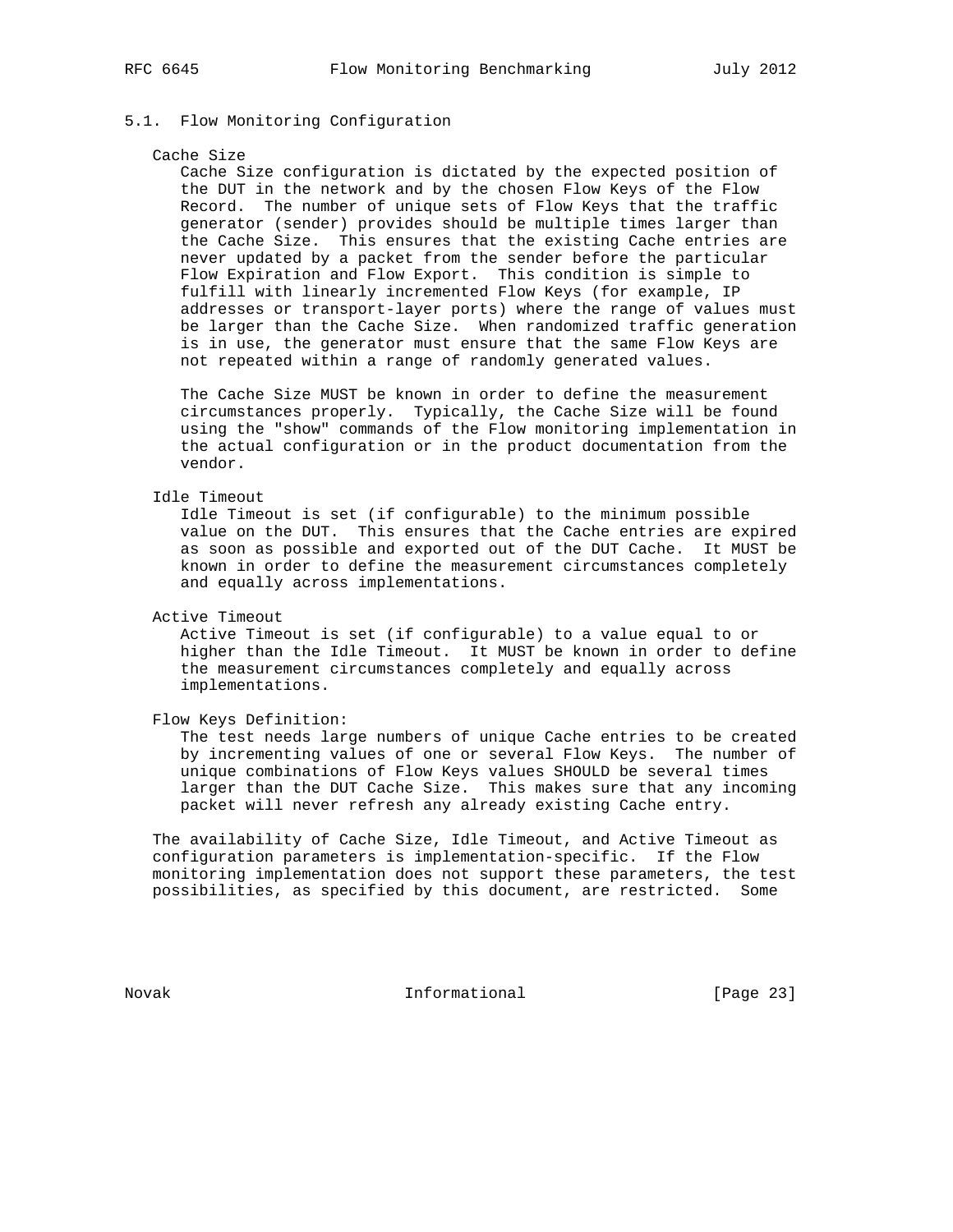### 5.1. Flow Monitoring Configuration

**Cache Size**

Cache Size configuration is dictated by the expected position of the DUT in the network and by the chosen Flow Keys of the Flow Record. The number of unique sets of Flow Keys that the traffic generator (sender) provides should be multiple times larger than the Cache Size. This ensures that the existing Cache entries are never updated by a packet from the sender before the particular Flow Expiration and Flow Export. This condition is simple to fulfill with linearly incremented Flow Keys (for example, IP addresses or transport-layer ports) where the range of values must be larger than the Cache Size. When randomized traffic generation is in use, the generator must ensure that the same Flow Keys are not repeated within a range of randomly generated values.

The Cache Size MUST be known in order to define the measurement circumstances properly. Typically, the Cache Size will be found using the "show" commands of the Flow monitoring implementation in the actual configuration or in the product documentation from the vendor.

**Idle Timeout**

Idle Timeout is set (if configurable) to the minimum possible value on the DUT. This ensures that the Cache entries are expired as soon as possible and exported out of the DUT Cache. It MUST be known in order to define the measurement circumstances completely and equally across implementations.

**Active Timeout**

Active Timeout is set (if configurable) to a value equal to or higher than the Idle Timeout. It MUST be known in order to define the measurement circumstances completely and equally across implementations.

**Flow Keys Definition:**

The test needs large numbers of unique Cache entries to be created by incrementing values of one or several Flow Keys. The number of unique combinations of Flow Keys values SHOULD be several times larger than the DUT Cache Size. This makes sure that any incoming packet will never refresh any already existing Cache entry.

The availability of Cache Size, Idle Timeout, and Active Timeout as configuration parameters is implementation-specific. If the Flow monitoring implementation does not support these parameters, the test possibilities, as specified by this document, are restricted. Some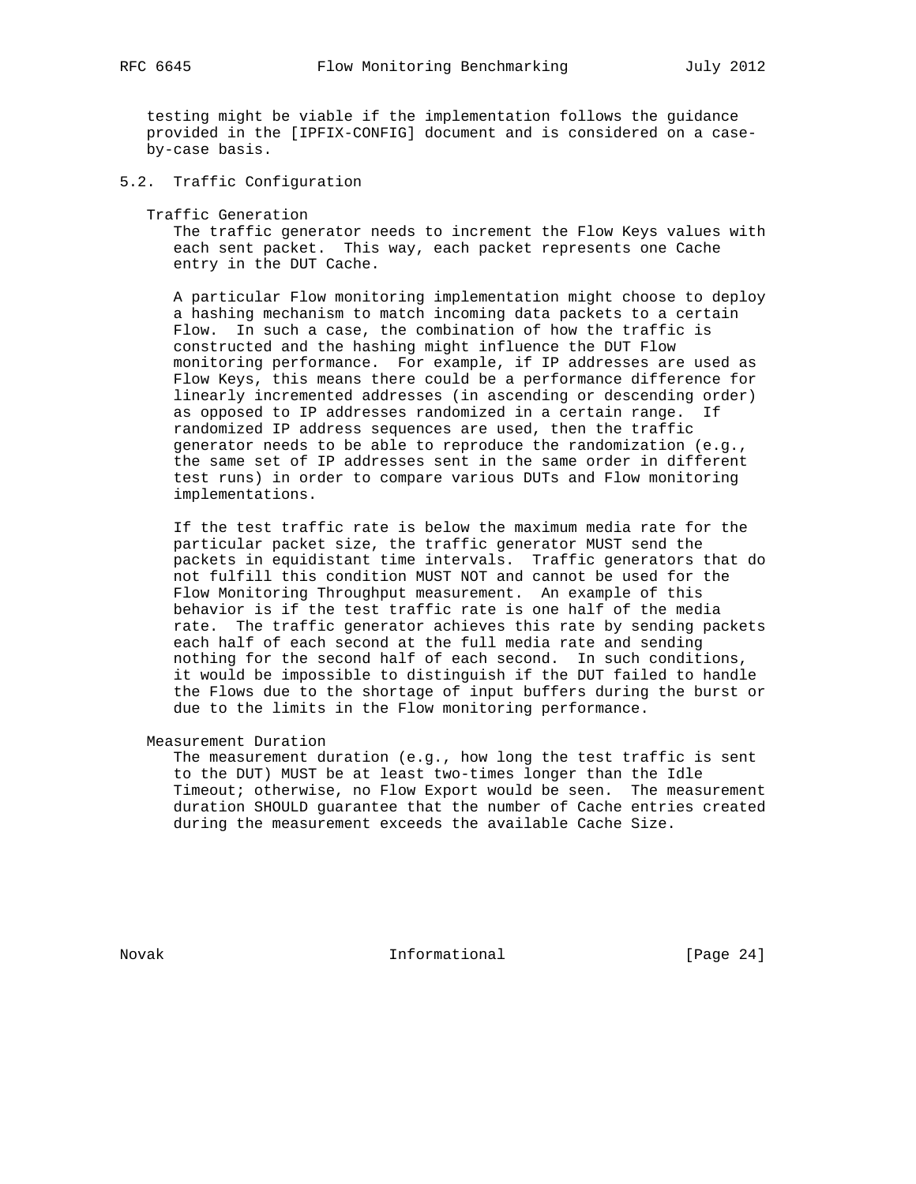testing might be viable if the implementation follows the guidance provided in the [IPFIX-CONFIG] document and is considered on a case-by-case basis.

### 5.2. Traffic Configuration

Traffic Generation

The traffic generator needs to increment the Flow Keys values with each sent packet. This way, each packet represents one Cache entry in the DUT Cache.

A particular Flow monitoring implementation might choose to deploy a hashing mechanism to match incoming data packets to a certain Flow. In such a case, the combination of how the traffic is constructed and the hashing might influence the DUT Flow monitoring performance. For example, if IP addresses are used as Flow Keys, this means there could be a performance difference for linearly incremented addresses (in ascending or descending order) as opposed to IP addresses randomized in a certain range. If randomized IP address sequences are used, then the traffic generator needs to be able to reproduce the randomization (e.g., the same set of IP addresses sent in the same order in different test runs) in order to compare various DUTs and Flow monitoring implementations.

If the test traffic rate is below the maximum media rate for the particular packet size, the traffic generator MUST send the packets in equidistant time intervals. Traffic generators that do not fulfill this condition MUST NOT and cannot be used for the Flow Monitoring Throughput measurement. An example of this behavior is if the test traffic rate is one half of the media rate. The traffic generator achieves this rate by sending packets each half of each second at the full media rate and sending nothing for the second half of each second. In such conditions, it would be impossible to distinguish if the DUT failed to handle the Flows due to the shortage of input buffers during the burst or due to the limits in the Flow monitoring performance.

Measurement Duration

The measurement duration (e.g., how long the test traffic is sent to the DUT) MUST be at least two-times longer than the Idle Timeout; otherwise, no Flow Export would be seen. The measurement duration SHOULD guarantee that the number of Cache entries created during the measurement exceeds the available Cache Size.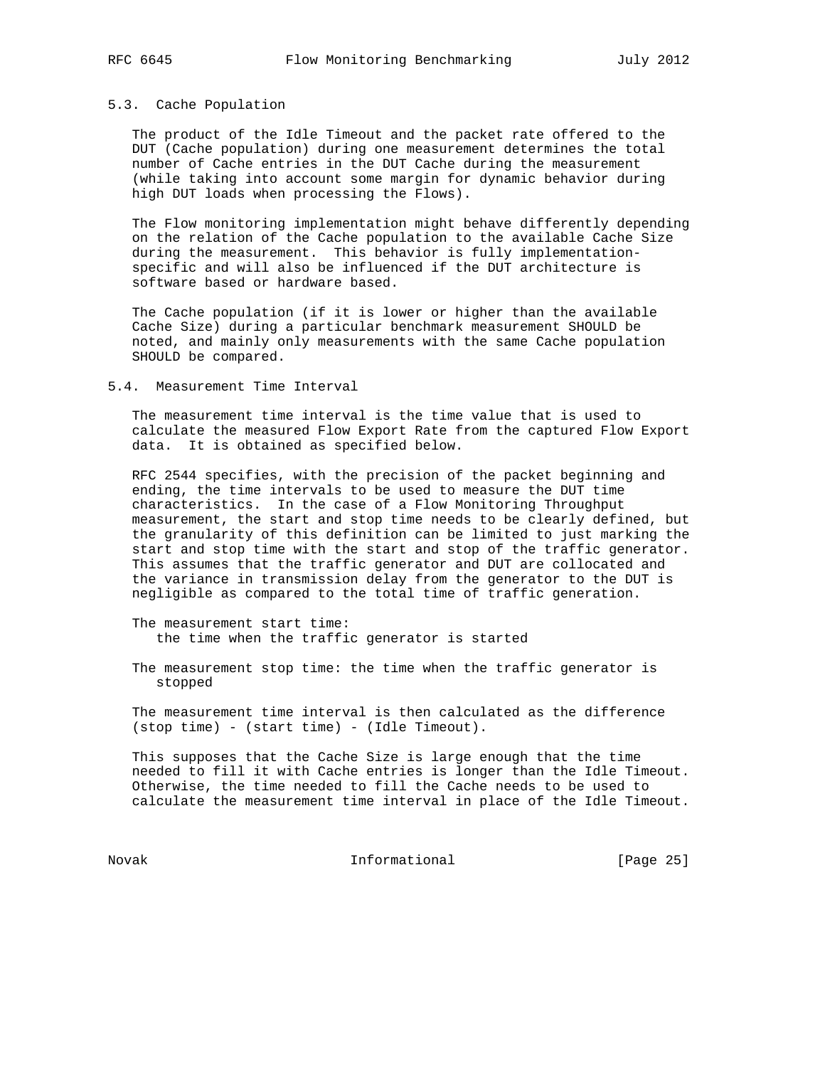### 5.3. Cache Population

The product of the Idle Timeout and the packet rate offered to the DUT (Cache population) during one measurement determines the total number of Cache entries in the DUT Cache during the measurement (while taking into account some margin for dynamic behavior during high DUT loads when processing the Flows).

The Flow monitoring implementation might behave differently depending on the relation of the Cache population to the available Cache Size during the measurement. This behavior is fully implementation-specific and will also be influenced if the DUT architecture is software based or hardware based.

The Cache population (if it is lower or higher than the available Cache Size) during a particular benchmark measurement SHOULD be noted, and mainly only measurements with the same Cache population SHOULD be compared.

### 5.4. Measurement Time Interval

The measurement time interval is the time value that is used to calculate the measured Flow Export Rate from the captured Flow Export data. It is obtained as specified below.

RFC 2544 specifies, with the precision of the packet beginning and ending, the time intervals to be used to measure the DUT time characteristics. In the case of a Flow Monitoring Throughput measurement, the start and stop time needs to be clearly defined, but the granularity of this definition can be limited to just marking the start and stop time with the start and stop of the traffic generator. This assumes that the traffic generator and DUT are collocated and the variance in transmission delay from the generator to the DUT is negligible as compared to the total time of traffic generation.

The measurement start time:
the time when the traffic generator is started

The measurement stop time: the time when the traffic generator is stopped

The measurement time interval is then calculated as the difference (stop time) - (start time) - (Idle Timeout).

This supposes that the Cache Size is large enough that the time needed to fill it with Cache entries is longer than the Idle Timeout. Otherwise, the time needed to fill the Cache needs to be used to calculate the measurement time interval in place of the Idle Timeout.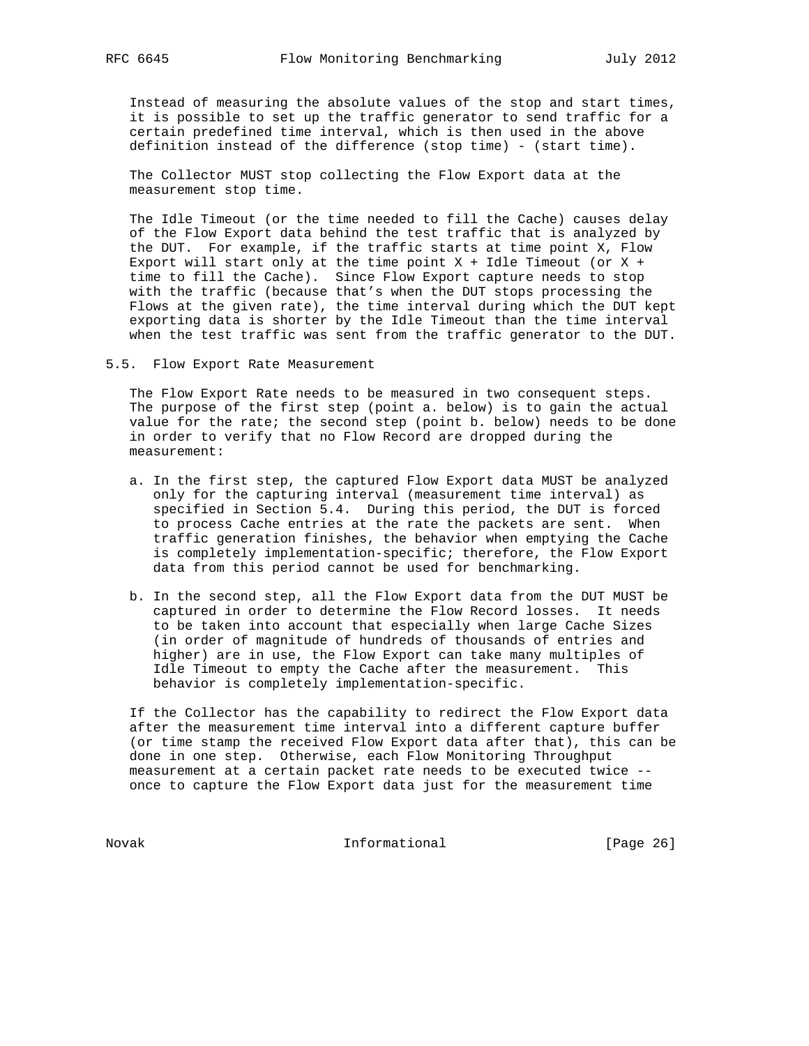Instead of measuring the absolute values of the stop and start times, it is possible to set up the traffic generator to send traffic for a certain predefined time interval, which is then used in the above definition instead of the difference (stop time) - (start time).

The Collector MUST stop collecting the Flow Export data at the measurement stop time.

The Idle Timeout (or the time needed to fill the Cache) causes delay of the Flow Export data behind the test traffic that is analyzed by the DUT. For example, if the traffic starts at time point X, Flow Export will start only at the time point X + Idle Timeout (or X + time to fill the Cache). Since Flow Export capture needs to stop with the traffic (because that's when the DUT stops processing the Flows at the given rate), the time interval during which the DUT kept exporting data is shorter by the Idle Timeout than the time interval when the test traffic was sent from the traffic generator to the DUT.

## 5.5. Flow Export Rate Measurement

The Flow Export Rate needs to be measured in two consequent steps. The purpose of the first step (point a. below) is to gain the actual value for the rate; the second step (point b. below) needs to be done in order to verify that no Flow Record are dropped during the measurement:

a. In the first step, the captured Flow Export data MUST be analyzed only for the capturing interval (measurement time interval) as specified in Section 5.4. During this period, the DUT is forced to process Cache entries at the rate the packets are sent. When traffic generation finishes, the behavior when emptying the Cache is completely implementation-specific; therefore, the Flow Export data from this period cannot be used for benchmarking.

b. In the second step, all the Flow Export data from the DUT MUST be captured in order to determine the Flow Record losses. It needs to be taken into account that especially when large Cache Sizes (in order of magnitude of hundreds of thousands of entries and higher) are in use, the Flow Export can take many multiples of Idle Timeout to empty the Cache after the measurement. This behavior is completely implementation-specific.

If the Collector has the capability to redirect the Flow Export data after the measurement time interval into a different capture buffer (or time stamp the received Flow Export data after that), this can be done in one step. Otherwise, each Flow Monitoring Throughput measurement at a certain packet rate needs to be executed twice -- once to capture the Flow Export data just for the measurement time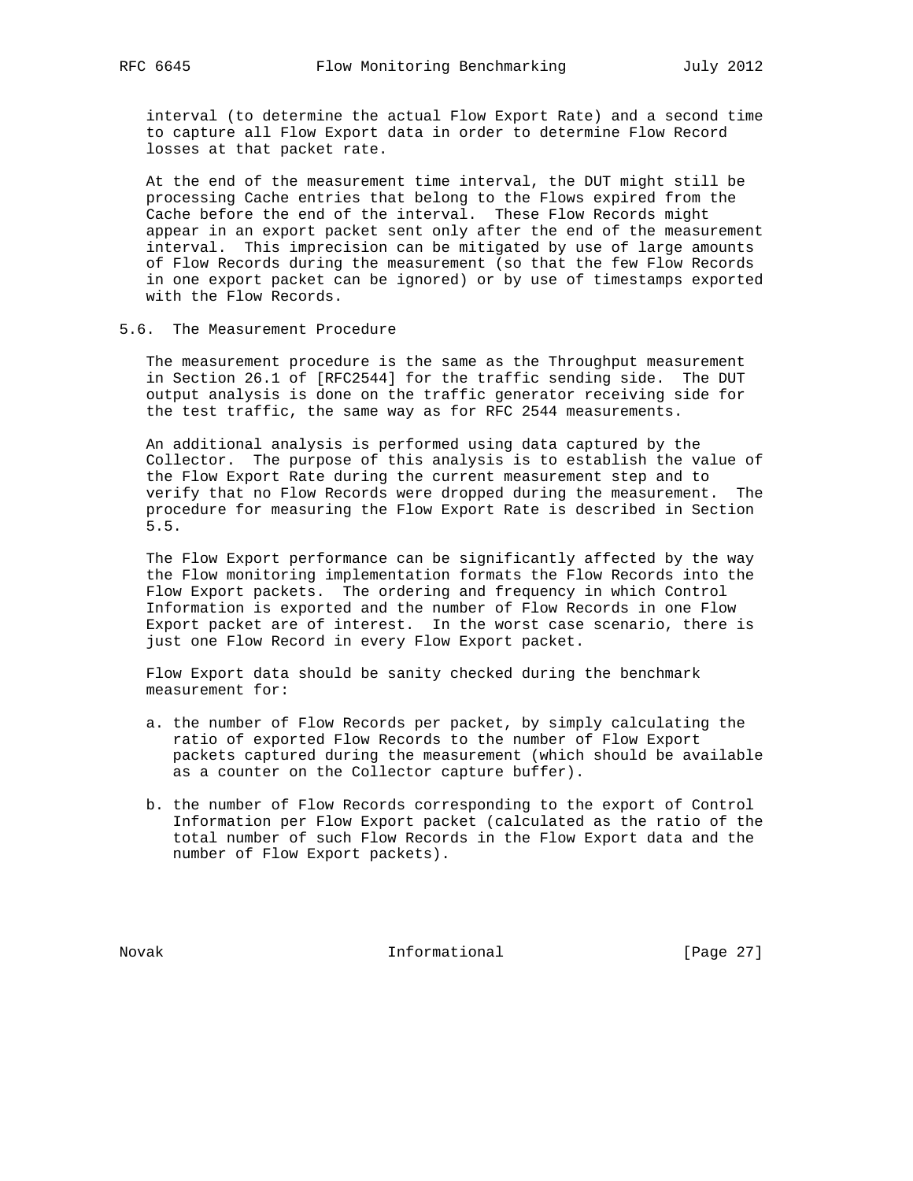interval (to determine the actual Flow Export Rate) and a second time to capture all Flow Export data in order to determine Flow Record losses at that packet rate.

At the end of the measurement time interval, the DUT might still be processing Cache entries that belong to the Flows expired from the Cache before the end of the interval. These Flow Records might appear in an export packet sent only after the end of the measurement interval. This imprecision can be mitigated by use of large amounts of Flow Records during the measurement (so that the few Flow Records in one export packet can be ignored) or by use of timestamps exported with the Flow Records.

### 5.6. The Measurement Procedure

The measurement procedure is the same as the Throughput measurement in Section 26.1 of [RFC2544] for the traffic sending side. The DUT output analysis is done on the traffic generator receiving side for the test traffic, the same way as for RFC 2544 measurements.

An additional analysis is performed using data captured by the Collector. The purpose of this analysis is to establish the value of the Flow Export Rate during the current measurement step and to verify that no Flow Records were dropped during the measurement. The procedure for measuring the Flow Export Rate is described in Section 5.5.

The Flow Export performance can be significantly affected by the way the Flow monitoring implementation formats the Flow Records into the Flow Export packets. The ordering and frequency in which Control Information is exported and the number of Flow Records in one Flow Export packet are of interest. In the worst case scenario, there is just one Flow Record in every Flow Export packet.

Flow Export data should be sanity checked during the benchmark measurement for:

a. the number of Flow Records per packet, by simply calculating the ratio of exported Flow Records to the number of Flow Export packets captured during the measurement (which should be available as a counter on the Collector capture buffer).

b. the number of Flow Records corresponding to the export of Control Information per Flow Export packet (calculated as the ratio of the total number of such Flow Records in the Flow Export data and the number of Flow Export packets).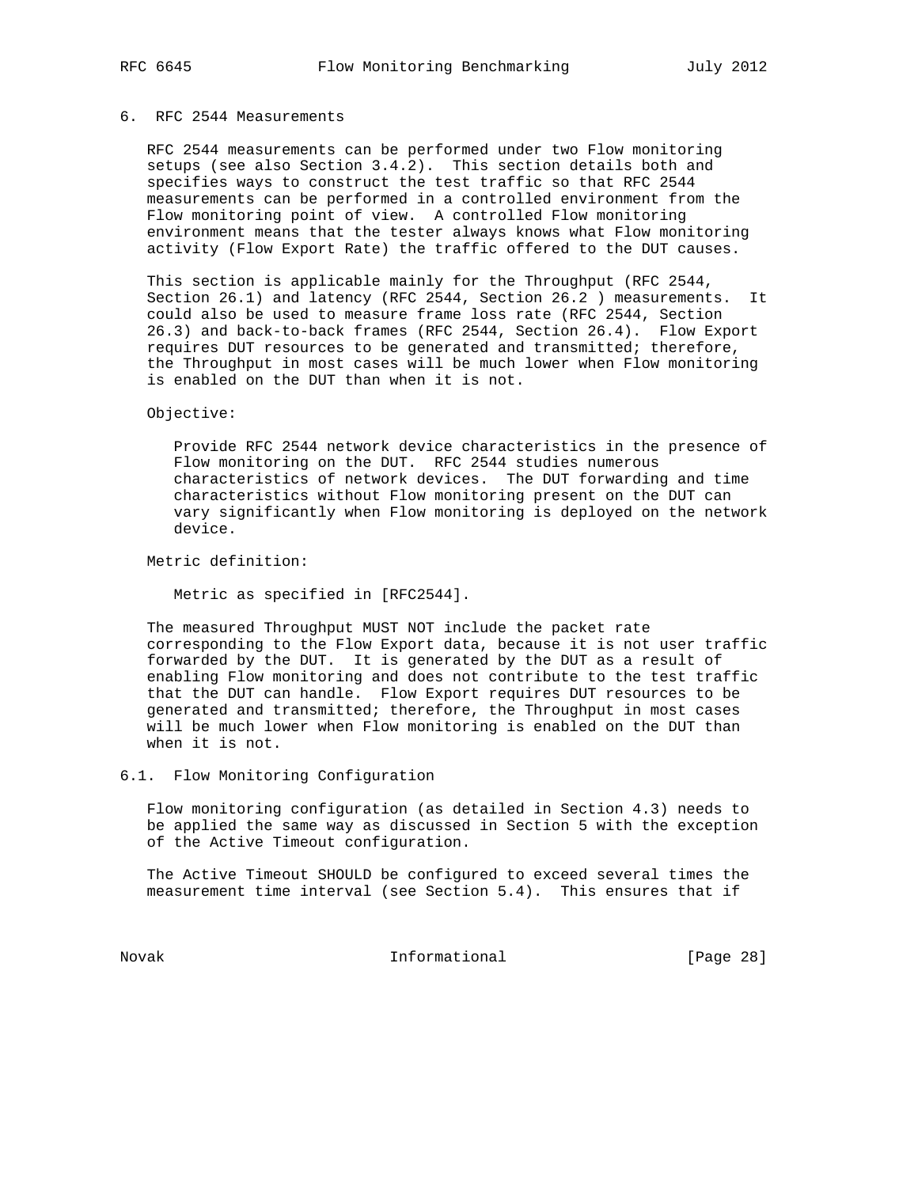## 6. RFC 2544 Measurements

RFC 2544 measurements can be performed under two Flow monitoring setups (see also Section 3.4.2). This section details both and specifies ways to construct the test traffic so that RFC 2544 measurements can be performed in a controlled environment from the Flow monitoring point of view. A controlled Flow monitoring environment means that the tester always knows what Flow monitoring activity (Flow Export Rate) the traffic offered to the DUT causes.

This section is applicable mainly for the Throughput (RFC 2544, Section 26.1) and latency (RFC 2544, Section 26.2 ) measurements. It could also be used to measure frame loss rate (RFC 2544, Section 26.3) and back-to-back frames (RFC 2544, Section 26.4). Flow Export requires DUT resources to be generated and transmitted; therefore, the Throughput in most cases will be much lower when Flow monitoring is enabled on the DUT than when it is not.

Objective:

> Provide RFC 2544 network device characteristics in the presence of Flow monitoring on the DUT. RFC 2544 studies numerous characteristics of network devices. The DUT forwarding and time characteristics without Flow monitoring present on the DUT can vary significantly when Flow monitoring is deployed on the network device.

Metric definition:

> Metric as specified in [RFC2544].

The measured Throughput MUST NOT include the packet rate corresponding to the Flow Export data, because it is not user traffic forwarded by the DUT. It is generated by the DUT as a result of enabling Flow monitoring and does not contribute to the test traffic that the DUT can handle. Flow Export requires DUT resources to be generated and transmitted; therefore, the Throughput in most cases will be much lower when Flow monitoring is enabled on the DUT than when it is not.

### 6.1. Flow Monitoring Configuration

Flow monitoring configuration (as detailed in Section 4.3) needs to be applied the same way as discussed in Section 5 with the exception of the Active Timeout configuration.

The Active Timeout SHOULD be configured to exceed several times the measurement time interval (see Section 5.4). This ensures that if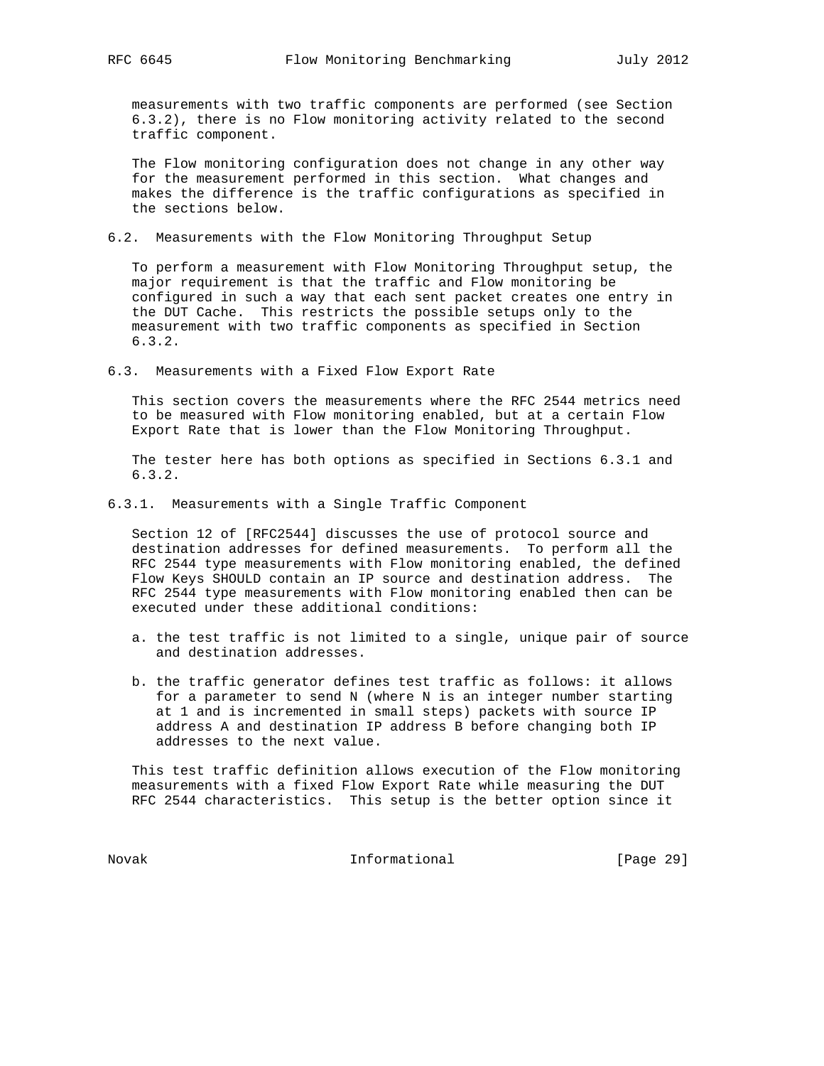measurements with two traffic components are performed (see Section 6.3.2), there is no Flow monitoring activity related to the second traffic component.

The Flow monitoring configuration does not change in any other way for the measurement performed in this section. What changes and makes the difference is the traffic configurations as specified in the sections below.

## 6.2. Measurements with the Flow Monitoring Throughput Setup

To perform a measurement with Flow Monitoring Throughput setup, the major requirement is that the traffic and Flow monitoring be configured in such a way that each sent packet creates one entry in the DUT Cache. This restricts the possible setups only to the measurement with two traffic components as specified in Section 6.3.2.

## 6.3. Measurements with a Fixed Flow Export Rate

This section covers the measurements where the RFC 2544 metrics need to be measured with Flow monitoring enabled, but at a certain Flow Export Rate that is lower than the Flow Monitoring Throughput.

The tester here has both options as specified in Sections 6.3.1 and 6.3.2.

### 6.3.1. Measurements with a Single Traffic Component

Section 12 of [RFC2544] discusses the use of protocol source and destination addresses for defined measurements. To perform all the RFC 2544 type measurements with Flow monitoring enabled, the defined Flow Keys SHOULD contain an IP source and destination address. The RFC 2544 type measurements with Flow monitoring enabled then can be executed under these additional conditions:

a. the test traffic is not limited to a single, unique pair of source and destination addresses.

b. the traffic generator defines test traffic as follows: it allows for a parameter to send N (where N is an integer number starting at 1 and is incremented in small steps) packets with source IP address A and destination IP address B before changing both IP addresses to the next value.

This test traffic definition allows execution of the Flow monitoring measurements with a fixed Flow Export Rate while measuring the DUT RFC 2544 characteristics. This setup is the better option since it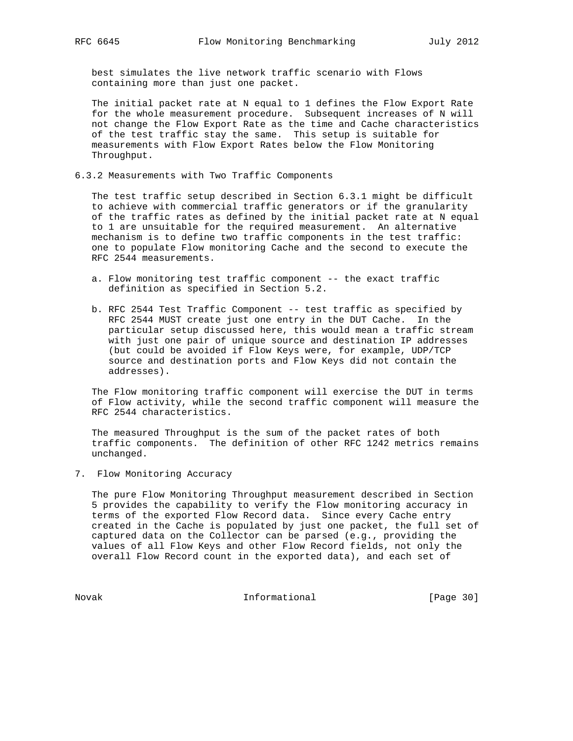best simulates the live network traffic scenario with Flows containing more than just one packet.

The initial packet rate at N equal to 1 defines the Flow Export Rate for the whole measurement procedure. Subsequent increases of N will not change the Flow Export Rate as the time and Cache characteristics of the test traffic stay the same. This setup is suitable for measurements with Flow Export Rates below the Flow Monitoring Throughput.

### 6.3.2 Measurements with Two Traffic Components

The test traffic setup described in Section 6.3.1 might be difficult to achieve with commercial traffic generators or if the granularity of the traffic rates as defined by the initial packet rate at N equal to 1 are unsuitable for the required measurement. An alternative mechanism is to define two traffic components in the test traffic: one to populate Flow monitoring Cache and the second to execute the RFC 2544 measurements.

a. Flow monitoring test traffic component -- the exact traffic definition as specified in Section 5.2.

b. RFC 2544 Test Traffic Component -- test traffic as specified by RFC 2544 MUST create just one entry in the DUT Cache. In the particular setup discussed here, this would mean a traffic stream with just one pair of unique source and destination IP addresses (but could be avoided if Flow Keys were, for example, UDP/TCP source and destination ports and Flow Keys did not contain the addresses).

The Flow monitoring traffic component will exercise the DUT in terms of Flow activity, while the second traffic component will measure the RFC 2544 characteristics.

The measured Throughput is the sum of the packet rates of both traffic components. The definition of other RFC 1242 metrics remains unchanged.

## 7. Flow Monitoring Accuracy

The pure Flow Monitoring Throughput measurement described in Section 5 provides the capability to verify the Flow monitoring accuracy in terms of the exported Flow Record data. Since every Cache entry created in the Cache is populated by just one packet, the full set of captured data on the Collector can be parsed (e.g., providing the values of all Flow Keys and other Flow Record fields, not only the overall Flow Record count in the exported data), and each set of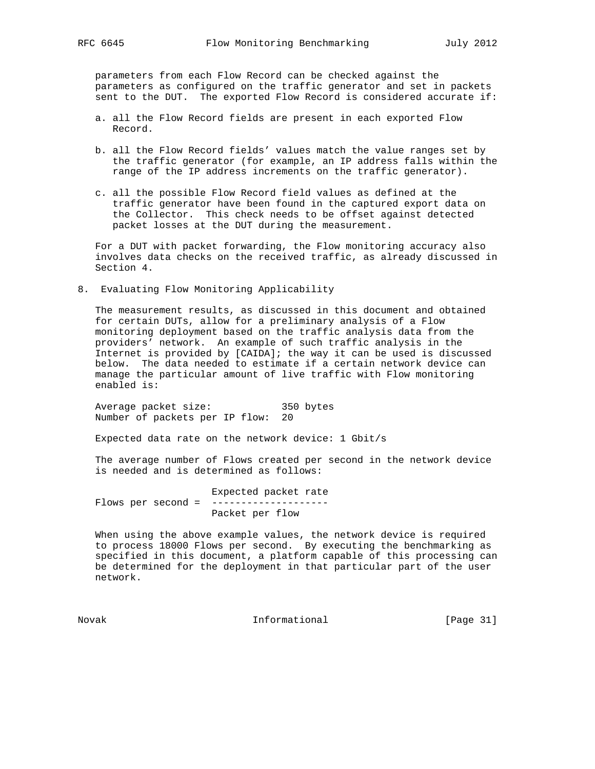parameters from each Flow Record can be checked against the parameters as configured on the traffic generator and set in packets sent to the DUT. The exported Flow Record is considered accurate if:

a. all the Flow Record fields are present in each exported Flow Record.

b. all the Flow Record fields' values match the value ranges set by the traffic generator (for example, an IP address falls within the range of the IP address increments on the traffic generator).

c. all the possible Flow Record field values as defined at the traffic generator have been found in the captured export data on the Collector. This check needs to be offset against detected packet losses at the DUT during the measurement.

For a DUT with packet forwarding, the Flow monitoring accuracy also involves data checks on the received traffic, as already discussed in Section 4.

## 8. Evaluating Flow Monitoring Applicability

The measurement results, as discussed in this document and obtained for certain DUTs, allow for a preliminary analysis of a Flow monitoring deployment based on the traffic analysis data from the providers' network. An example of such traffic analysis in the Internet is provided by [CAIDA]; the way it can be used is discussed below. The data needed to estimate if a certain network device can manage the particular amount of live traffic with Flow monitoring enabled is:

```
Average packet size:            350 bytes
Number of packets per IP flow:  20
```

Expected data rate on the network device: 1 Gbit/s

The average number of Flows created per second in the network device is needed and is determined as follows:

$$\text{Flows per second} = \frac{\text{Expected packet rate}}{\text{Packet per flow}}$$

When using the above example values, the network device is required to process 18000 Flows per second. By executing the benchmarking as specified in this document, a platform capable of this processing can be determined for the deployment in that particular part of the user network.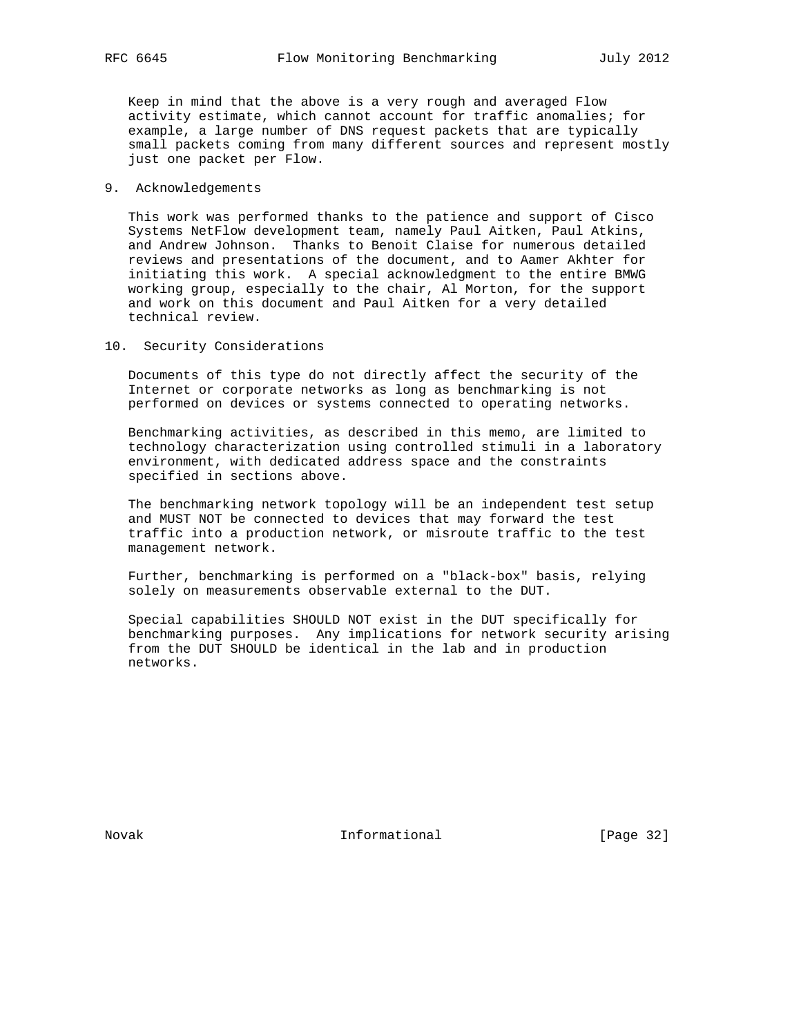Keep in mind that the above is a very rough and averaged Flow activity estimate, which cannot account for traffic anomalies; for example, a large number of DNS request packets that are typically small packets coming from many different sources and represent mostly just one packet per Flow.

## 9. Acknowledgements

This work was performed thanks to the patience and support of Cisco Systems NetFlow development team, namely Paul Aitken, Paul Atkins, and Andrew Johnson. Thanks to Benoit Claise for numerous detailed reviews and presentations of the document, and to Aamer Akhter for initiating this work. A special acknowledgment to the entire BMWG working group, especially to the chair, Al Morton, for the support and work on this document and Paul Aitken for a very detailed technical review.

## 10. Security Considerations

Documents of this type do not directly affect the security of the Internet or corporate networks as long as benchmarking is not performed on devices or systems connected to operating networks.

Benchmarking activities, as described in this memo, are limited to technology characterization using controlled stimuli in a laboratory environment, with dedicated address space and the constraints specified in sections above.

The benchmarking network topology will be an independent test setup and MUST NOT be connected to devices that may forward the test traffic into a production network, or misroute traffic to the test management network.

Further, benchmarking is performed on a "black-box" basis, relying solely on measurements observable external to the DUT.

Special capabilities SHOULD NOT exist in the DUT specifically for benchmarking purposes. Any implications for network security arising from the DUT SHOULD be identical in the lab and in production networks.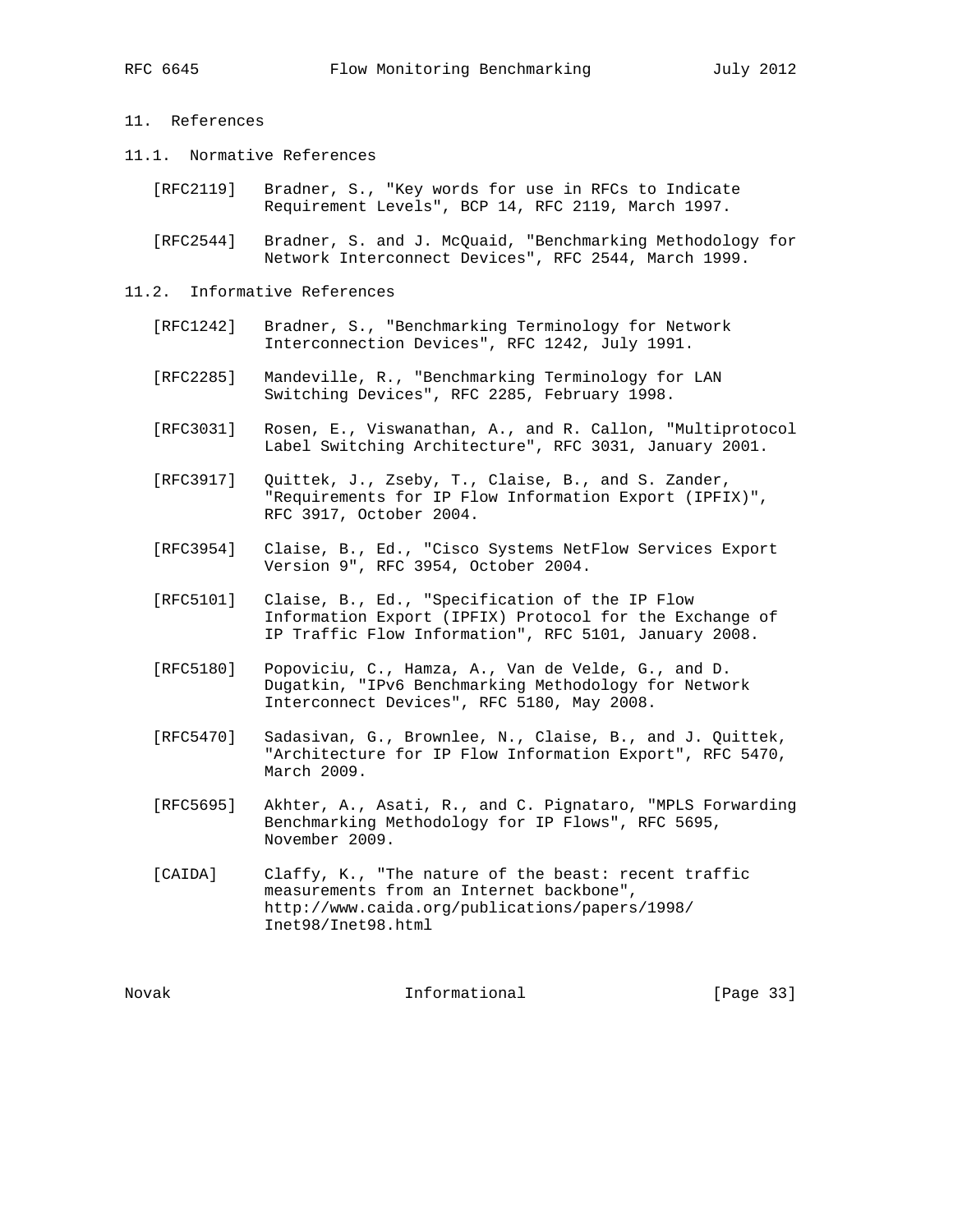## 11. References

### 11.1. Normative References

[RFC2119] Bradner, S., "Key words for use in RFCs to Indicate Requirement Levels", BCP 14, RFC 2119, March 1997.

[RFC2544] Bradner, S. and J. McQuaid, "Benchmarking Methodology for Network Interconnect Devices", RFC 2544, March 1999.

### 11.2. Informative References

[RFC1242] Bradner, S., "Benchmarking Terminology for Network Interconnection Devices", RFC 1242, July 1991.

[RFC2285] Mandeville, R., "Benchmarking Terminology for LAN Switching Devices", RFC 2285, February 1998.

[RFC3031] Rosen, E., Viswanathan, A., and R. Callon, "Multiprotocol Label Switching Architecture", RFC 3031, January 2001.

[RFC3917] Quittek, J., Zseby, T., Claise, B., and S. Zander, "Requirements for IP Flow Information Export (IPFIX)", RFC 3917, October 2004.

[RFC3954] Claise, B., Ed., "Cisco Systems NetFlow Services Export Version 9", RFC 3954, October 2004.

[RFC5101] Claise, B., Ed., "Specification of the IP Flow Information Export (IPFIX) Protocol for the Exchange of IP Traffic Flow Information", RFC 5101, January 2008.

[RFC5180] Popoviciu, C., Hamza, A., Van de Velde, G., and D. Dugatkin, "IPv6 Benchmarking Methodology for Network Interconnect Devices", RFC 5180, May 2008.

[RFC5470] Sadasivan, G., Brownlee, N., Claise, B., and J. Quittek, "Architecture for IP Flow Information Export", RFC 5470, March 2009.

[RFC5695] Akhter, A., Asati, R., and C. Pignataro, "MPLS Forwarding Benchmarking Methodology for IP Flows", RFC 5695, November 2009.

[CAIDA] Claffy, K., "The nature of the beast: recent traffic measurements from an Internet backbone", http://www.caida.org/publications/papers/1998/Inet98/Inet98.html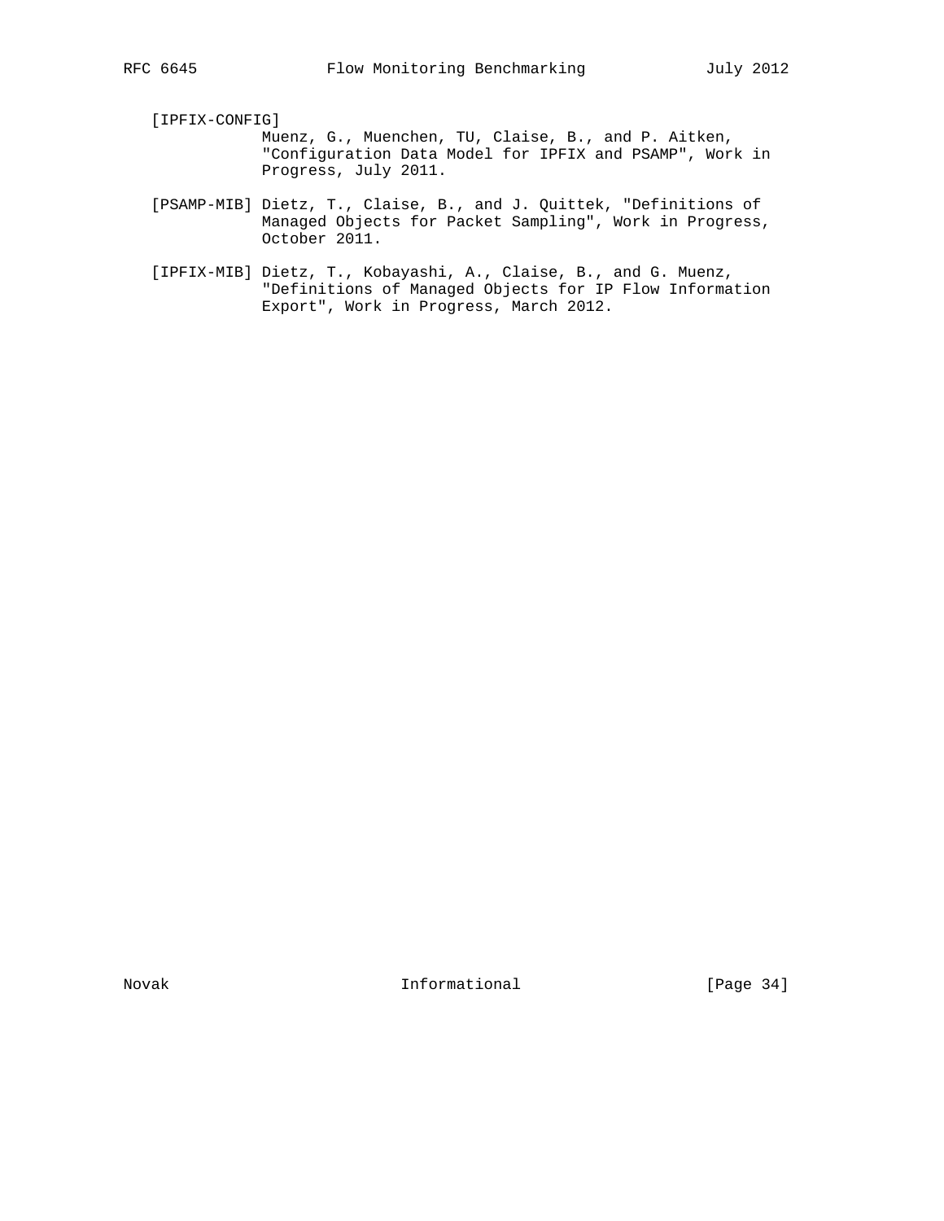[IPFIX-CONFIG]
Muenz, G., Muenchen, TU, Claise, B., and P. Aitken, "Configuration Data Model for IPFIX and PSAMP", Work in Progress, July 2011.

[PSAMP-MIB] Dietz, T., Claise, B., and J. Quittek, "Definitions of Managed Objects for Packet Sampling", Work in Progress, October 2011.

[IPFIX-MIB] Dietz, T., Kobayashi, A., Claise, B., and G. Muenz, "Definitions of Managed Objects for IP Flow Information Export", Work in Progress, March 2012.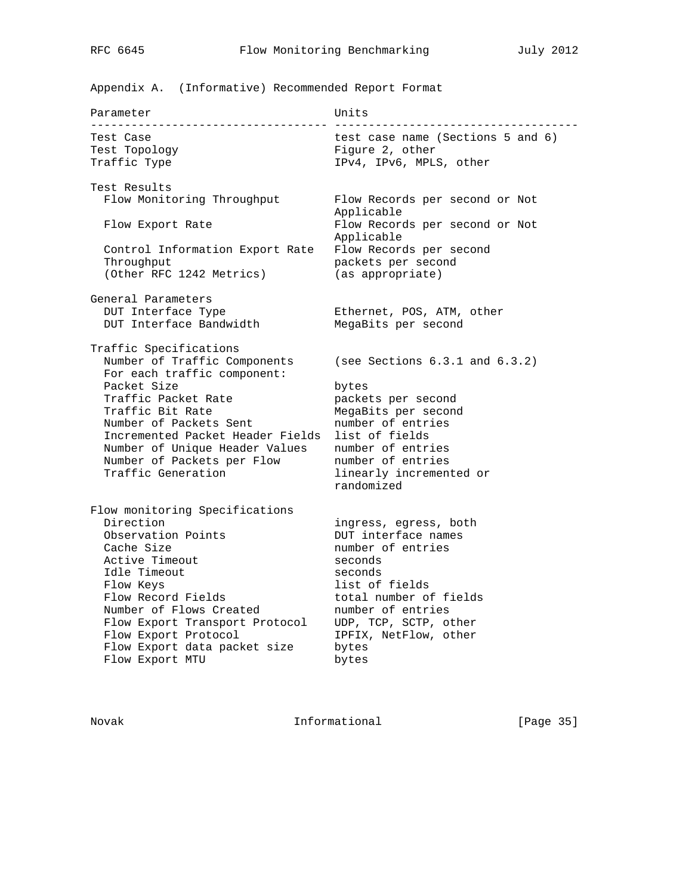## Appendix A. (Informative) Recommended Report Format

| Parameter | Units |
|---|---|
| Test Case | test case name (Sections 5 and 6) |
| Test Topology | Figure 2, other |
| Traffic Type | IPv4, IPv6, MPLS, other |
| | |
| **Test Results** | |
| Flow Monitoring Throughput | Flow Records per second or Not Applicable |
| Flow Export Rate | Flow Records per second or Not Applicable |
| Control Information Export Rate | Flow Records per second |
| Throughput | packets per second |
| (Other RFC 1242 Metrics) | (as appropriate) |
| | |
| **General Parameters** | |
| DUT Interface Type | Ethernet, POS, ATM, other |
| DUT Interface Bandwidth | MegaBits per second |
| | |
| **Traffic Specifications** | |
| Number of Traffic Components | (see Sections 6.3.1 and 6.3.2) |
| For each traffic component: | |
| Packet Size | bytes |
| Traffic Packet Rate | packets per second |
| Traffic Bit Rate | MegaBits per second |
| Number of Packets Sent | number of entries |
| Incremented Packet Header Fields | list of fields |
| Number of Unique Header Values | number of entries |
| Number of Packets per Flow | number of entries |
| Traffic Generation | linearly incremented or randomized |
| | |
| **Flow monitoring Specifications** | |
| Direction | ingress, egress, both |
| Observation Points | DUT interface names |
| Cache Size | number of entries |
| Active Timeout | seconds |
| Idle Timeout | seconds |
| Flow Keys | list of fields |
| Flow Record Fields | total number of fields |
| Number of Flows Created | number of entries |
| Flow Export Transport Protocol | UDP, TCP, SCTP, other |
| Flow Export Protocol | IPFIX, NetFlow, other |
| Flow Export data packet size | bytes |
| Flow Export MTU | bytes |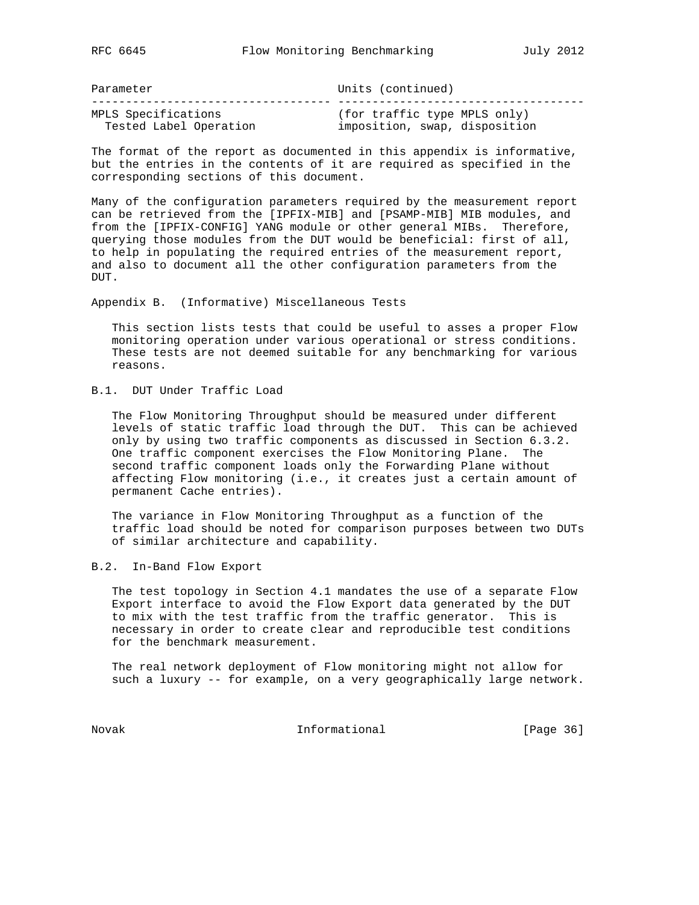| Parameter | Units (continued) |
|---|---|
| MPLS Specifications | (for traffic type MPLS only) |
| Tested Label Operation | imposition, swap, disposition |

The format of the report as documented in this appendix is informative, but the entries in the contents of it are required as specified in the corresponding sections of this document.

Many of the configuration parameters required by the measurement report can be retrieved from the [IPFIX-MIB] and [PSAMP-MIB] MIB modules, and from the [IPFIX-CONFIG] YANG module or other general MIBs. Therefore, querying those modules from the DUT would be beneficial: first of all, to help in populating the required entries of the measurement report, and also to document all the other configuration parameters from the DUT.

# Appendix B. (Informative) Miscellaneous Tests

This section lists tests that could be useful to asses a proper Flow monitoring operation under various operational or stress conditions. These tests are not deemed suitable for any benchmarking for various reasons.

## B.1. DUT Under Traffic Load

The Flow Monitoring Throughput should be measured under different levels of static traffic load through the DUT. This can be achieved only by using two traffic components as discussed in Section 6.3.2. One traffic component exercises the Flow Monitoring Plane. The second traffic component loads only the Forwarding Plane without affecting Flow monitoring (i.e., it creates just a certain amount of permanent Cache entries).

The variance in Flow Monitoring Throughput as a function of the traffic load should be noted for comparison purposes between two DUTs of similar architecture and capability.

## B.2. In-Band Flow Export

The test topology in Section 4.1 mandates the use of a separate Flow Export interface to avoid the Flow Export data generated by the DUT to mix with the test traffic from the traffic generator. This is necessary in order to create clear and reproducible test conditions for the benchmark measurement.

The real network deployment of Flow monitoring might not allow for such a luxury -- for example, on a very geographically large network.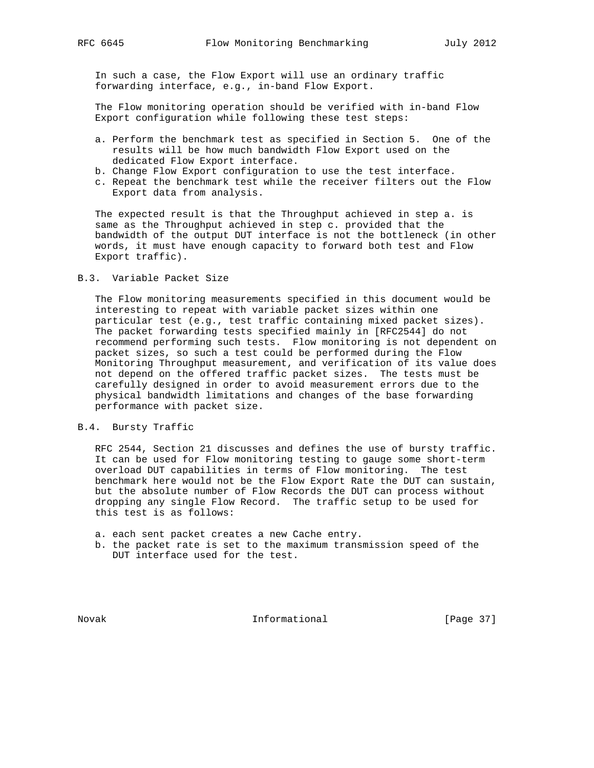In such a case, the Flow Export will use an ordinary traffic forwarding interface, e.g., in-band Flow Export.

The Flow monitoring operation should be verified with in-band Flow Export configuration while following these test steps:

a. Perform the benchmark test as specified in Section 5. One of the results will be how much bandwidth Flow Export used on the dedicated Flow Export interface.
b. Change Flow Export configuration to use the test interface.
c. Repeat the benchmark test while the receiver filters out the Flow Export data from analysis.

The expected result is that the Throughput achieved in step a. is same as the Throughput achieved in step c. provided that the bandwidth of the output DUT interface is not the bottleneck (in other words, it must have enough capacity to forward both test and Flow Export traffic).

## B.3. Variable Packet Size

The Flow monitoring measurements specified in this document would be interesting to repeat with variable packet sizes within one particular test (e.g., test traffic containing mixed packet sizes). The packet forwarding tests specified mainly in [RFC2544] do not recommend performing such tests. Flow monitoring is not dependent on packet sizes, so such a test could be performed during the Flow Monitoring Throughput measurement, and verification of its value does not depend on the offered traffic packet sizes. The tests must be carefully designed in order to avoid measurement errors due to the physical bandwidth limitations and changes of the base forwarding performance with packet size.

## B.4. Bursty Traffic

RFC 2544, Section 21 discusses and defines the use of bursty traffic. It can be used for Flow monitoring testing to gauge some short-term overload DUT capabilities in terms of Flow monitoring. The test benchmark here would not be the Flow Export Rate the DUT can sustain, but the absolute number of Flow Records the DUT can process without dropping any single Flow Record. The traffic setup to be used for this test is as follows:

a. each sent packet creates a new Cache entry.
b. the packet rate is set to the maximum transmission speed of the DUT interface used for the test.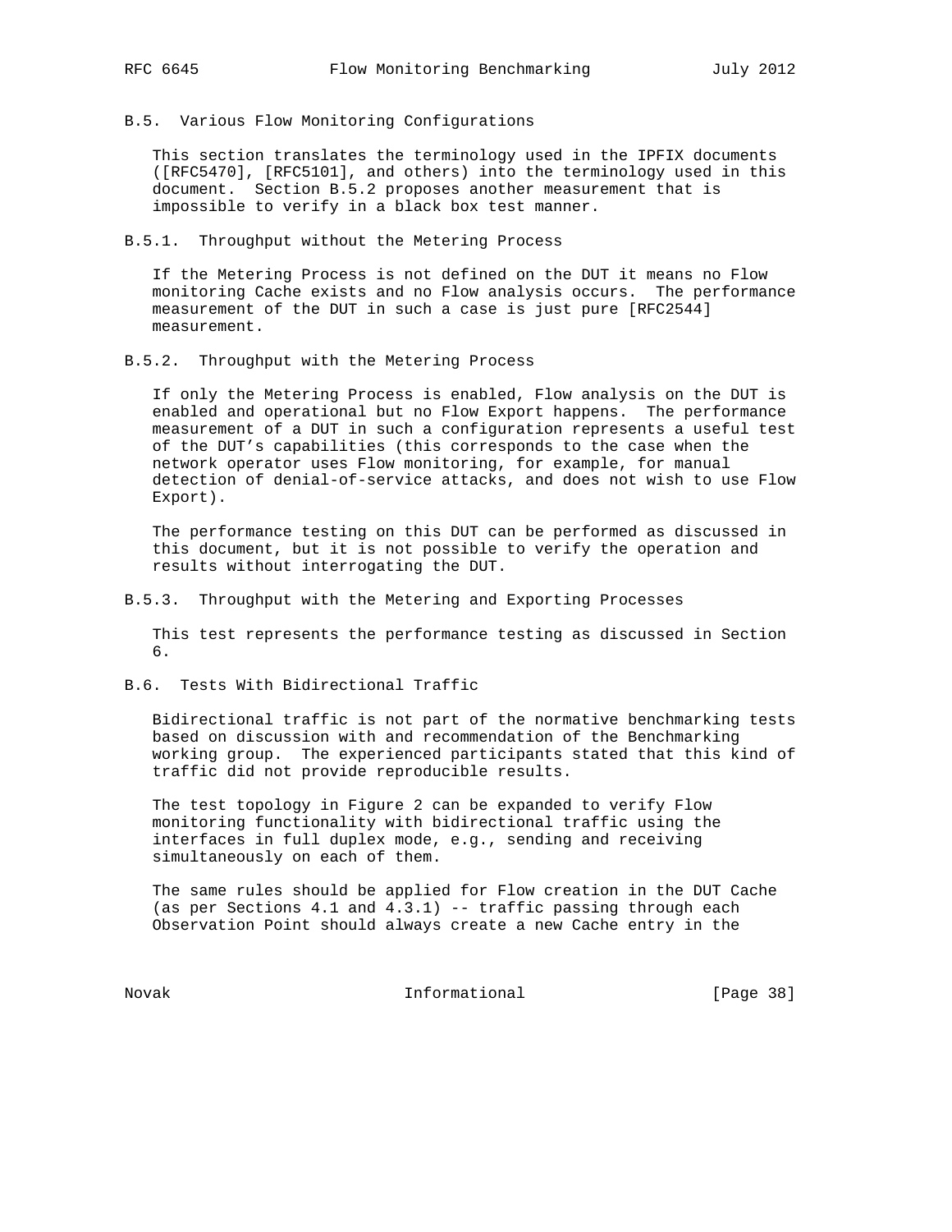### B.5. Various Flow Monitoring Configurations

This section translates the terminology used in the IPFIX documents ([RFC5470], [RFC5101], and others) into the terminology used in this document. Section B.5.2 proposes another measurement that is impossible to verify in a black box test manner.

#### B.5.1. Throughput without the Metering Process

If the Metering Process is not defined on the DUT it means no Flow monitoring Cache exists and no Flow analysis occurs. The performance measurement of the DUT in such a case is just pure [RFC2544] measurement.

#### B.5.2. Throughput with the Metering Process

If only the Metering Process is enabled, Flow analysis on the DUT is enabled and operational but no Flow Export happens. The performance measurement of a DUT in such a configuration represents a useful test of the DUT's capabilities (this corresponds to the case when the network operator uses Flow monitoring, for example, for manual detection of denial-of-service attacks, and does not wish to use Flow Export).

The performance testing on this DUT can be performed as discussed in this document, but it is not possible to verify the operation and results without interrogating the DUT.

#### B.5.3. Throughput with the Metering and Exporting Processes

This test represents the performance testing as discussed in Section 6.

### B.6. Tests With Bidirectional Traffic

Bidirectional traffic is not part of the normative benchmarking tests based on discussion with and recommendation of the Benchmarking working group. The experienced participants stated that this kind of traffic did not provide reproducible results.

The test topology in Figure 2 can be expanded to verify Flow monitoring functionality with bidirectional traffic using the interfaces in full duplex mode, e.g., sending and receiving simultaneously on each of them.

The same rules should be applied for Flow creation in the DUT Cache (as per Sections 4.1 and 4.3.1) -- traffic passing through each Observation Point should always create a new Cache entry in the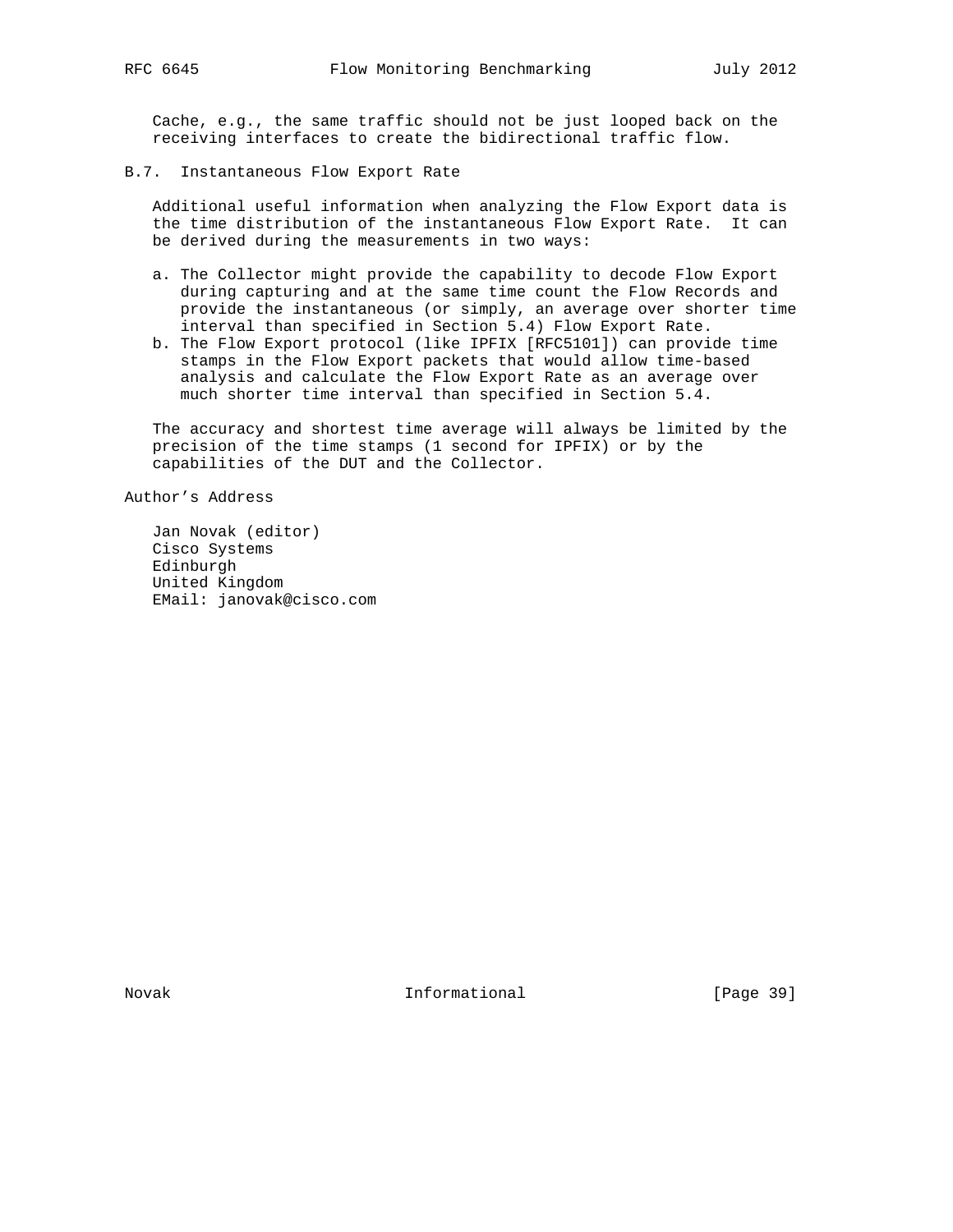Cache, e.g., the same traffic should not be just looped back on the receiving interfaces to create the bidirectional traffic flow.

### B.7. Instantaneous Flow Export Rate

Additional useful information when analyzing the Flow Export data is the time distribution of the instantaneous Flow Export Rate. It can be derived during the measurements in two ways:

a. The Collector might provide the capability to decode Flow Export during capturing and at the same time count the Flow Records and provide the instantaneous (or simply, an average over shorter time interval than specified in Section 5.4) Flow Export Rate.

b. The Flow Export protocol (like IPFIX [RFC5101]) can provide time stamps in the Flow Export packets that would allow time-based analysis and calculate the Flow Export Rate as an average over much shorter time interval than specified in Section 5.4.

The accuracy and shortest time average will always be limited by the precision of the time stamps (1 second for IPFIX) or by the capabilities of the DUT and the Collector.

## Author's Address

Jan Novak (editor)
Cisco Systems
Edinburgh
United Kingdom
EMail: janovak@cisco.com